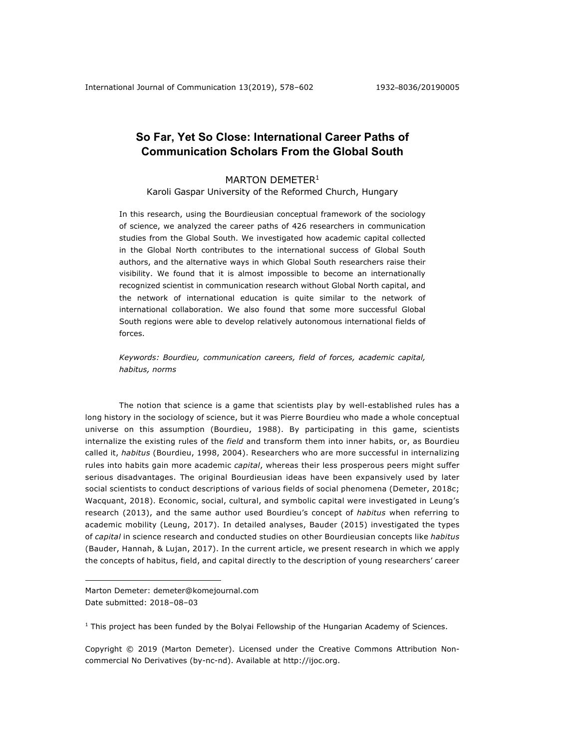# So Far, Yet So Close: International Career Paths of Communication Scholars From the Global South

MARTON DEMETER[1]

Karoli Gaspar University of the Reformed Church, Hungary

In this research, using the Bourdieusian conceptual framework of the sociology of science, we analyzed the career paths of 426 researchers in communication studies from the Global South. We investigated how academic capital collected in the Global North contributes to the international success of Global South authors, and the alternative ways in which Global South researchers raise their visibility. We found that it is almost impossible to become an internationally recognized scientist in communication research without Global North capital, and the network of international education is quite similar to the network of international collaboration. We also found that some more successful Global South regions were able to develop relatively autonomous international fields of forces.

*Keywords: Bourdieu, communication careers, field of forces, academic capital, habitus, norms*

The notion that science is a game that scientists play by well-established rules has a long history in the sociology of science, but it was Pierre Bourdieu who made a whole conceptual universe on this assumption (Bourdieu, 1988). By participating in this game, scientists internalize the existing rules of the *field* and transform them into inner habits, or, as Bourdieu called it, *habitus* (Bourdieu, 1998, 2004). Researchers who are more successful in internalizing rules into habits gain more academic *capital*, whereas their less prosperous peers might suffer serious disadvantages. The original Bourdieusian ideas have been expansively used by later social scientists to conduct descriptions of various fields of social phenomena (Demeter, 2018c; Wacquant, 2018). Economic, social, cultural, and symbolic capital were investigated in Leung's research (2013), and the same author used Bourdieu's concept of *habitus* when referring to academic mobility (Leung, 2017). In detailed analyses, Bauder (2015) investigated the types of *capital* in science research and conducted studies on other Bourdieusian concepts like *habitus* (Bauder, Hannah, & Lujan, 2017). In the current article, we present research in which we apply the concepts of habitus, field, and capital directly to the description of young researchers' career

Marton Demeter: demeter@komejournal.com

Date submitted: 2018–08–03

[1] This project has been funded by the Bolyai Fellowship of the Hungarian Academy of Sciences.

Copyright © 2019 (Marton Demeter). Licensed under the Creative Commons Attribution Non-commercial No Derivatives (by-nc-nd). Available at http://ijoc.org.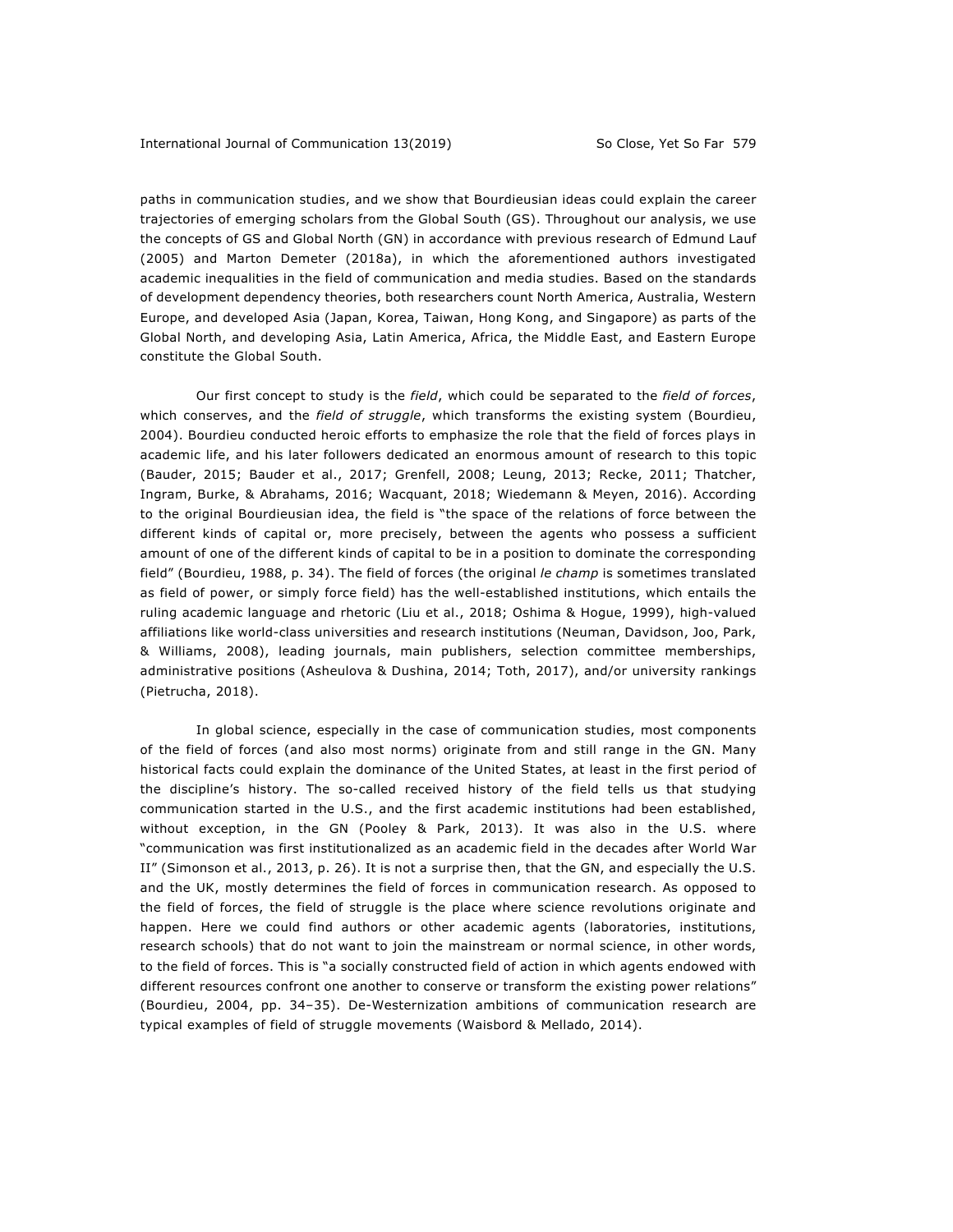paths in communication studies, and we show that Bourdieusian ideas could explain the career trajectories of emerging scholars from the Global South (GS). Throughout our analysis, we use the concepts of GS and Global North (GN) in accordance with previous research of Edmund Lauf (2005) and Marton Demeter (2018a), in which the aforementioned authors investigated academic inequalities in the field of communication and media studies. Based on the standards of development dependency theories, both researchers count North America, Australia, Western Europe, and developed Asia (Japan, Korea, Taiwan, Hong Kong, and Singapore) as parts of the Global North, and developing Asia, Latin America, Africa, the Middle East, and Eastern Europe constitute the Global South.

Our first concept to study is the *field*, which could be separated to the *field of forces*, which conserves, and the *field of struggle*, which transforms the existing system (Bourdieu, 2004). Bourdieu conducted heroic efforts to emphasize the role that the field of forces plays in academic life, and his later followers dedicated an enormous amount of research to this topic (Bauder, 2015; Bauder et al., 2017; Grenfell, 2008; Leung, 2013; Recke, 2011; Thatcher, Ingram, Burke, & Abrahams, 2016; Wacquant, 2018; Wiedemann & Meyen, 2016). According to the original Bourdieusian idea, the field is "the space of the relations of force between the different kinds of capital or, more precisely, between the agents who possess a sufficient amount of one of the different kinds of capital to be in a position to dominate the corresponding field" (Bourdieu, 1988, p. 34). The field of forces (the original *le champ* is sometimes translated as field of power, or simply force field) has the well-established institutions, which entails the ruling academic language and rhetoric (Liu et al., 2018; Oshima & Hogue, 1999), high-valued affiliations like world-class universities and research institutions (Neuman, Davidson, Joo, Park, & Williams, 2008), leading journals, main publishers, selection committee memberships, administrative positions (Asheulova & Dushina, 2014; Toth, 2017), and/or university rankings (Pietrucha, 2018).

In global science, especially in the case of communication studies, most components of the field of forces (and also most norms) originate from and still range in the GN. Many historical facts could explain the dominance of the United States, at least in the first period of the discipline's history. The so-called received history of the field tells us that studying communication started in the U.S., and the first academic institutions had been established, without exception, in the GN (Pooley & Park, 2013). It was also in the U.S. where "communication was first institutionalized as an academic field in the decades after World War II" (Simonson et al., 2013, p. 26). It is not a surprise then, that the GN, and especially the U.S. and the UK, mostly determines the field of forces in communication research. As opposed to the field of forces, the field of struggle is the place where science revolutions originate and happen. Here we could find authors or other academic agents (laboratories, institutions, research schools) that do not want to join the mainstream or normal science, in other words, to the field of forces. This is "a socially constructed field of action in which agents endowed with different resources confront one another to conserve or transform the existing power relations" (Bourdieu, 2004, pp. 34–35). De-Westernization ambitions of communication research are typical examples of field of struggle movements (Waisbord & Mellado, 2014).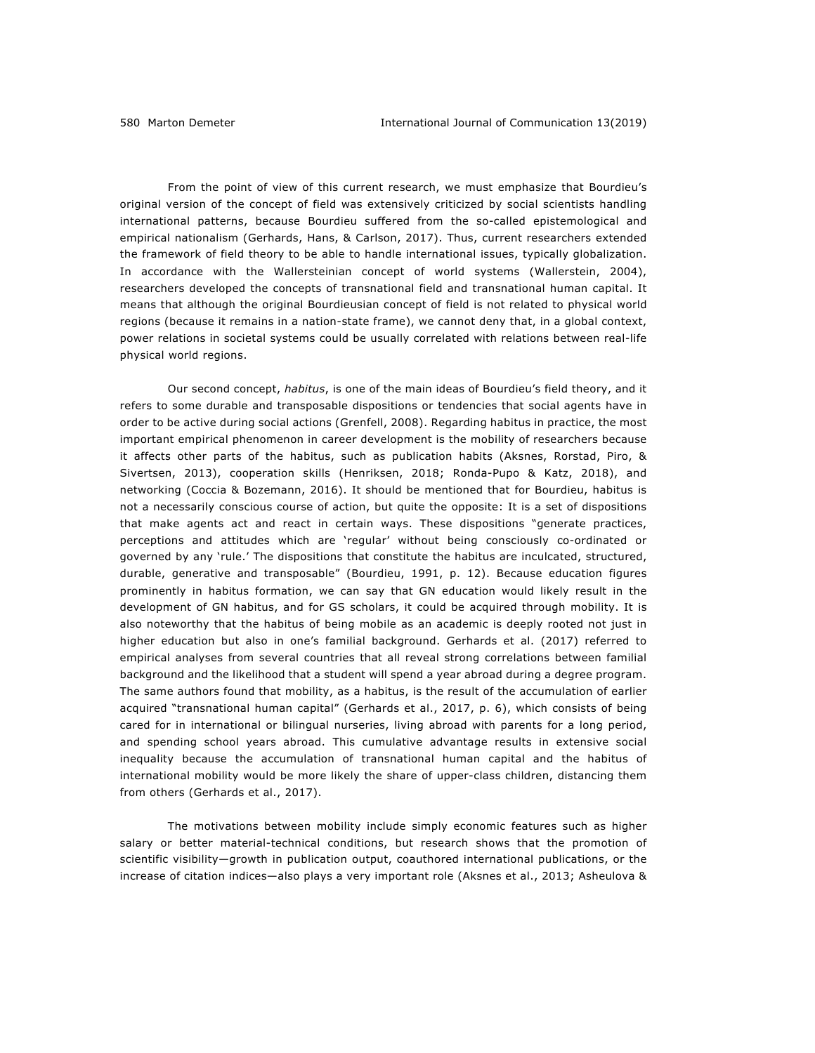From the point of view of this current research, we must emphasize that Bourdieu's original version of the concept of field was extensively criticized by social scientists handling international patterns, because Bourdieu suffered from the so-called epistemological and empirical nationalism (Gerhards, Hans, & Carlson, 2017). Thus, current researchers extended the framework of field theory to be able to handle international issues, typically globalization. In accordance with the Wallersteinian concept of world systems (Wallerstein, 2004), researchers developed the concepts of transnational field and transnational human capital. It means that although the original Bourdieusian concept of field is not related to physical world regions (because it remains in a nation-state frame), we cannot deny that, in a global context, power relations in societal systems could be usually correlated with relations between real-life physical world regions.

Our second concept, *habitus*, is one of the main ideas of Bourdieu's field theory, and it refers to some durable and transposable dispositions or tendencies that social agents have in order to be active during social actions (Grenfell, 2008). Regarding habitus in practice, the most important empirical phenomenon in career development is the mobility of researchers because it affects other parts of the habitus, such as publication habits (Aksnes, Rorstad, Piro, & Sivertsen, 2013), cooperation skills (Henriksen, 2018; Ronda-Pupo & Katz, 2018), and networking (Coccia & Bozemann, 2016). It should be mentioned that for Bourdieu, habitus is not a necessarily conscious course of action, but quite the opposite: It is a set of dispositions that make agents act and react in certain ways. These dispositions "generate practices, perceptions and attitudes which are 'regular' without being consciously co-ordinated or governed by any 'rule.' The dispositions that constitute the habitus are inculcated, structured, durable, generative and transposable" (Bourdieu, 1991, p. 12). Because education figures prominently in habitus formation, we can say that GN education would likely result in the development of GN habitus, and for GS scholars, it could be acquired through mobility. It is also noteworthy that the habitus of being mobile as an academic is deeply rooted not just in higher education but also in one's familial background. Gerhards et al. (2017) referred to empirical analyses from several countries that all reveal strong correlations between familial background and the likelihood that a student will spend a year abroad during a degree program. The same authors found that mobility, as a habitus, is the result of the accumulation of earlier acquired "transnational human capital" (Gerhards et al., 2017, p. 6), which consists of being cared for in international or bilingual nurseries, living abroad with parents for a long period, and spending school years abroad. This cumulative advantage results in extensive social inequality because the accumulation of transnational human capital and the habitus of international mobility would be more likely the share of upper-class children, distancing them from others (Gerhards et al., 2017).

The motivations between mobility include simply economic features such as higher salary or better material-technical conditions, but research shows that the promotion of scientific visibility—growth in publication output, coauthored international publications, or the increase of citation indices—also plays a very important role (Aksnes et al., 2013; Asheulova &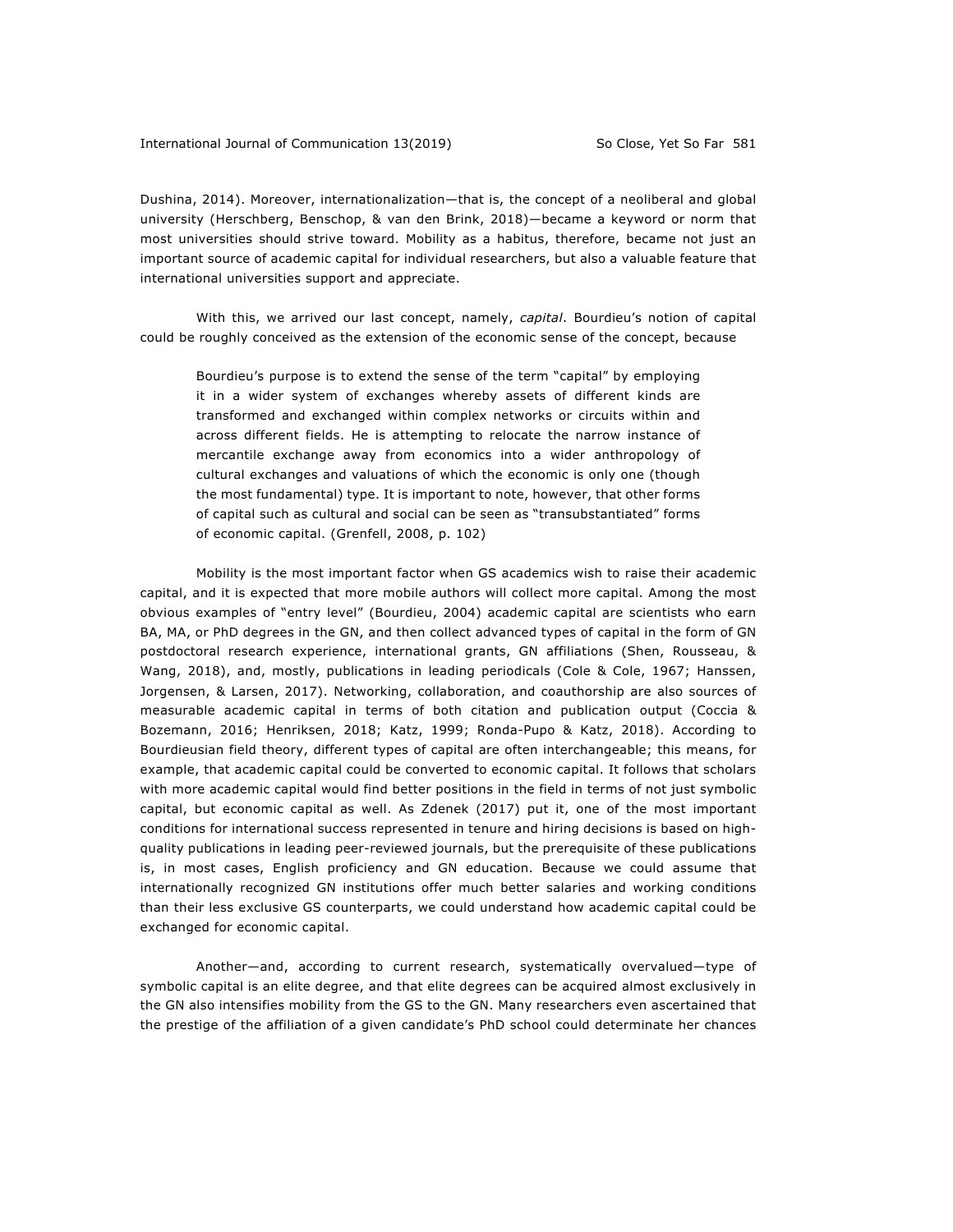Dushina, 2014). Moreover, internationalization—that is, the concept of a neoliberal and global university (Herschberg, Benschop, & van den Brink, 2018)—became a keyword or norm that most universities should strive toward. Mobility as a habitus, therefore, became not just an important source of academic capital for individual researchers, but also a valuable feature that international universities support and appreciate.

With this, we arrived our last concept, namely, *capital*. Bourdieu's notion of capital could be roughly conceived as the extension of the economic sense of the concept, because

> Bourdieu's purpose is to extend the sense of the term "capital" by employing it in a wider system of exchanges whereby assets of different kinds are transformed and exchanged within complex networks or circuits within and across different fields. He is attempting to relocate the narrow instance of mercantile exchange away from economics into a wider anthropology of cultural exchanges and valuations of which the economic is only one (though the most fundamental) type. It is important to note, however, that other forms of capital such as cultural and social can be seen as "transubstantiated" forms of economic capital. (Grenfell, 2008, p. 102)

Mobility is the most important factor when GS academics wish to raise their academic capital, and it is expected that more mobile authors will collect more capital. Among the most obvious examples of "entry level" (Bourdieu, 2004) academic capital are scientists who earn BA, MA, or PhD degrees in the GN, and then collect advanced types of capital in the form of GN postdoctoral research experience, international grants, GN affiliations (Shen, Rousseau, & Wang, 2018), and, mostly, publications in leading periodicals (Cole & Cole, 1967; Hanssen, Jorgensen, & Larsen, 2017). Networking, collaboration, and coauthorship are also sources of measurable academic capital in terms of both citation and publication output (Coccia & Bozemann, 2016; Henriksen, 2018; Katz, 1999; Ronda-Pupo & Katz, 2018). According to Bourdieusian field theory, different types of capital are often interchangeable; this means, for example, that academic capital could be converted to economic capital. It follows that scholars with more academic capital would find better positions in the field in terms of not just symbolic capital, but economic capital as well. As Zdenek (2017) put it, one of the most important conditions for international success represented in tenure and hiring decisions is based on high-quality publications in leading peer-reviewed journals, but the prerequisite of these publications is, in most cases, English proficiency and GN education. Because we could assume that internationally recognized GN institutions offer much better salaries and working conditions than their less exclusive GS counterparts, we could understand how academic capital could be exchanged for economic capital.

Another—and, according to current research, systematically overvalued—type of symbolic capital is an elite degree, and that elite degrees can be acquired almost exclusively in the GN also intensifies mobility from the GS to the GN. Many researchers even ascertained that the prestige of the affiliation of a given candidate's PhD school could determinate her chances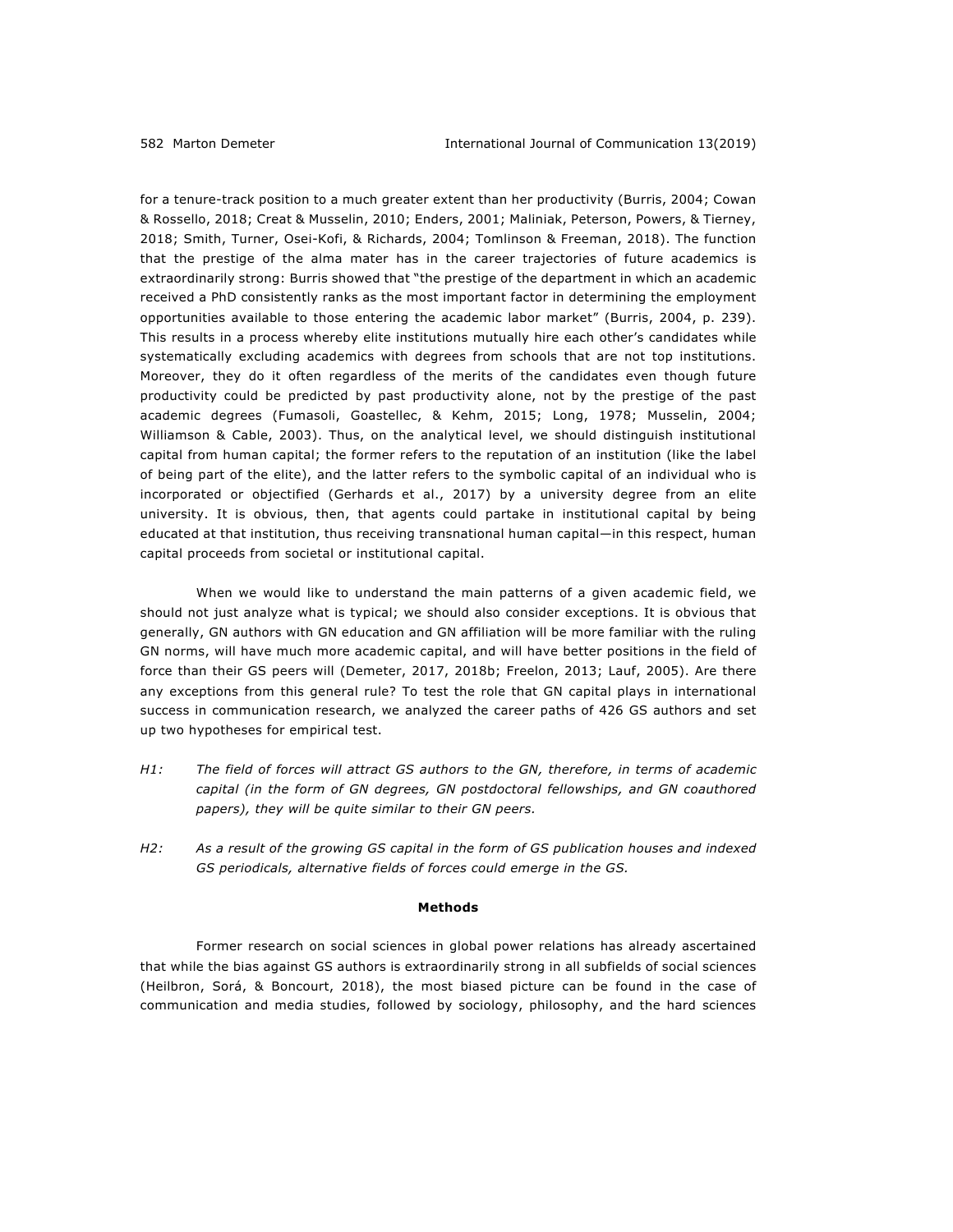for a tenure-track position to a much greater extent than her productivity (Burris, 2004; Cowan & Rossello, 2018; Creat & Musselin, 2010; Enders, 2001; Maliniak, Peterson, Powers, & Tierney, 2018; Smith, Turner, Osei-Kofi, & Richards, 2004; Tomlinson & Freeman, 2018). The function that the prestige of the alma mater has in the career trajectories of future academics is extraordinarily strong: Burris showed that "the prestige of the department in which an academic received a PhD consistently ranks as the most important factor in determining the employment opportunities available to those entering the academic labor market" (Burris, 2004, p. 239). This results in a process whereby elite institutions mutually hire each other's candidates while systematically excluding academics with degrees from schools that are not top institutions. Moreover, they do it often regardless of the merits of the candidates even though future productivity could be predicted by past productivity alone, not by the prestige of the past academic degrees (Fumasoli, Goastellec, & Kehm, 2015; Long, 1978; Musselin, 2004; Williamson & Cable, 2003). Thus, on the analytical level, we should distinguish institutional capital from human capital; the former refers to the reputation of an institution (like the label of being part of the elite), and the latter refers to the symbolic capital of an individual who is incorporated or objectified (Gerhards et al., 2017) by a university degree from an elite university. It is obvious, then, that agents could partake in institutional capital by being educated at that institution, thus receiving transnational human capital—in this respect, human capital proceeds from societal or institutional capital.

When we would like to understand the main patterns of a given academic field, we should not just analyze what is typical; we should also consider exceptions. It is obvious that generally, GN authors with GN education and GN affiliation will be more familiar with the ruling GN norms, will have much more academic capital, and will have better positions in the field of force than their GS peers will (Demeter, 2017, 2018b; Freelon, 2013; Lauf, 2005). Are there any exceptions from this general rule? To test the role that GN capital plays in international success in communication research, we analyzed the career paths of 426 GS authors and set up two hypotheses for empirical test.

*H1: The field of forces will attract GS authors to the GN, therefore, in terms of academic capital (in the form of GN degrees, GN postdoctoral fellowships, and GN coauthored papers), they will be quite similar to their GN peers.*

*H2: As a result of the growing GS capital in the form of GS publication houses and indexed GS periodicals, alternative fields of forces could emerge in the GS.*

## Methods

Former research on social sciences in global power relations has already ascertained that while the bias against GS authors is extraordinarily strong in all subfields of social sciences (Heilbron, Sorá, & Boncourt, 2018), the most biased picture can be found in the case of communication and media studies, followed by sociology, philosophy, and the hard sciences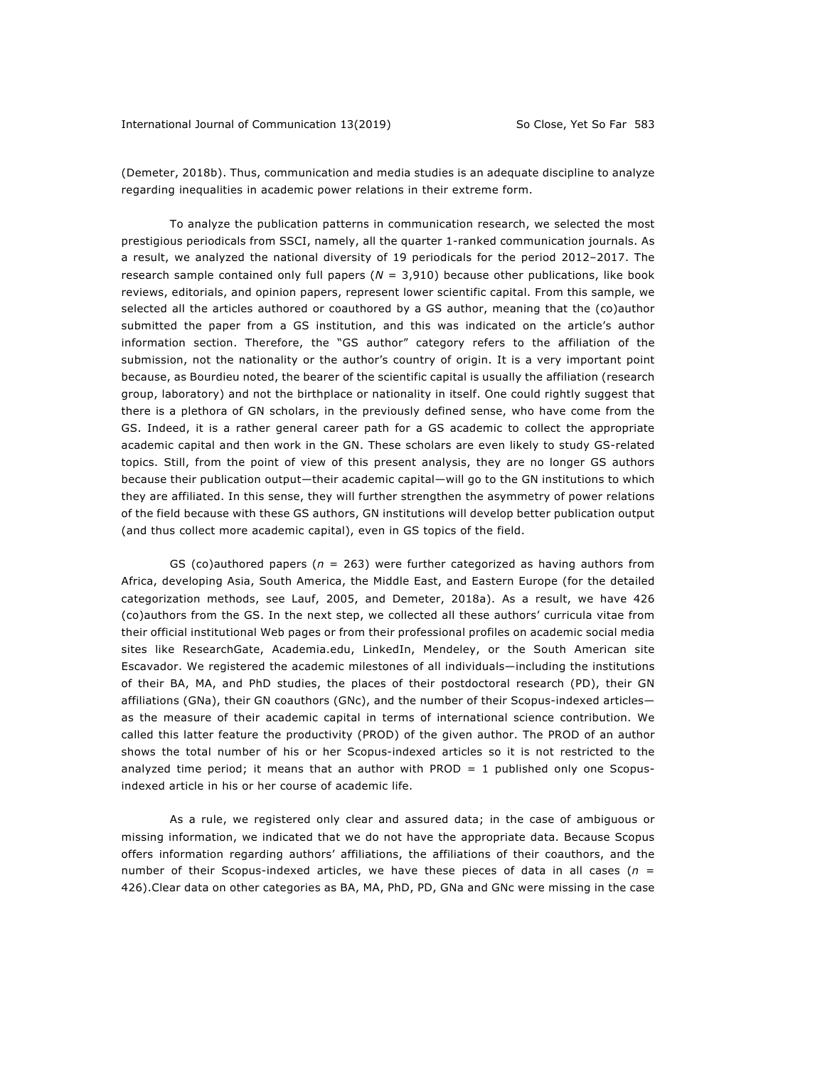(Demeter, 2018b). Thus, communication and media studies is an adequate discipline to analyze regarding inequalities in academic power relations in their extreme form.

To analyze the publication patterns in communication research, we selected the most prestigious periodicals from SSCI, namely, all the quarter 1-ranked communication journals. As a result, we analyzed the national diversity of 19 periodicals for the period 2012–2017. The research sample contained only full papers (*N* = 3,910) because other publications, like book reviews, editorials, and opinion papers, represent lower scientific capital. From this sample, we selected all the articles authored or coauthored by a GS author, meaning that the (co)author submitted the paper from a GS institution, and this was indicated on the article's author information section. Therefore, the "GS author" category refers to the affiliation of the submission, not the nationality or the author's country of origin. It is a very important point because, as Bourdieu noted, the bearer of the scientific capital is usually the affiliation (research group, laboratory) and not the birthplace or nationality in itself. One could rightly suggest that there is a plethora of GN scholars, in the previously defined sense, who have come from the GS. Indeed, it is a rather general career path for a GS academic to collect the appropriate academic capital and then work in the GN. These scholars are even likely to study GS-related topics. Still, from the point of view of this present analysis, they are no longer GS authors because their publication output—their academic capital—will go to the GN institutions to which they are affiliated. In this sense, they will further strengthen the asymmetry of power relations of the field because with these GS authors, GN institutions will develop better publication output (and thus collect more academic capital), even in GS topics of the field.

GS (co)authored papers (*n* = 263) were further categorized as having authors from Africa, developing Asia, South America, the Middle East, and Eastern Europe (for the detailed categorization methods, see Lauf, 2005, and Demeter, 2018a). As a result, we have 426 (co)authors from the GS. In the next step, we collected all these authors' curricula vitae from their official institutional Web pages or from their professional profiles on academic social media sites like ResearchGate, Academia.edu, LinkedIn, Mendeley, or the South American site Escavador. We registered the academic milestones of all individuals—including the institutions of their BA, MA, and PhD studies, the places of their postdoctoral research (PD), their GN affiliations (GNa), their GN coauthors (GNc), and the number of their Scopus-indexed articles—as the measure of their academic capital in terms of international science contribution. We called this latter feature the productivity (PROD) of the given author. The PROD of an author shows the total number of his or her Scopus-indexed articles so it is not restricted to the analyzed time period; it means that an author with PROD = 1 published only one Scopus-indexed article in his or her course of academic life.

As a rule, we registered only clear and assured data; in the case of ambiguous or missing information, we indicated that we do not have the appropriate data. Because Scopus offers information regarding authors' affiliations, the affiliations of their coauthors, and the number of their Scopus-indexed articles, we have these pieces of data in all cases (*n* = 426).Clear data on other categories as BA, MA, PhD, PD, GNa and GNc were missing in the case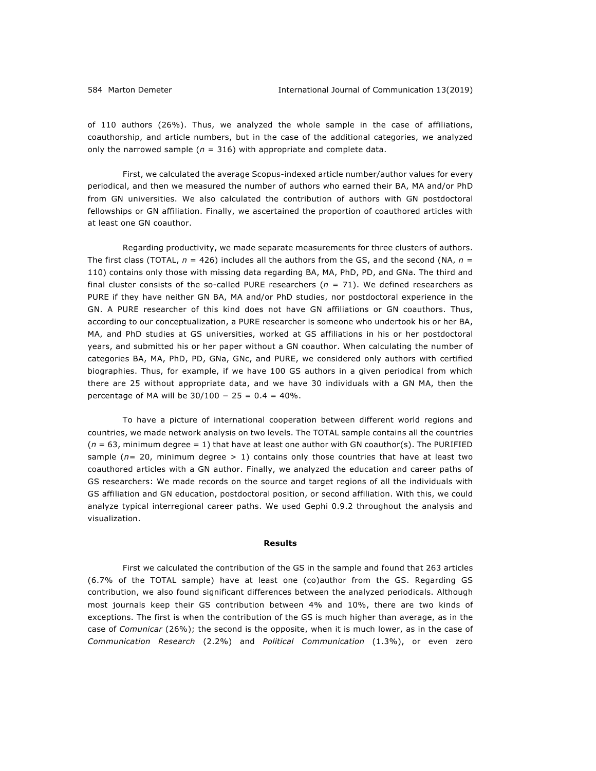of 110 authors (26%). Thus, we analyzed the whole sample in the case of affiliations, coauthorship, and article numbers, but in the case of the additional categories, we analyzed only the narrowed sample ($n$ = 316) with appropriate and complete data.

First, we calculated the average Scopus-indexed article number/author values for every periodical, and then we measured the number of authors who earned their BA, MA and/or PhD from GN universities. We also calculated the contribution of authors with GN postdoctoral fellowships or GN affiliation. Finally, we ascertained the proportion of coauthored articles with at least one GN coauthor.

Regarding productivity, we made separate measurements for three clusters of authors. The first class (TOTAL, $n$ = 426) includes all the authors from the GS, and the second (NA, $n$ = 110) contains only those with missing data regarding BA, MA, PhD, PD, and GNa. The third and final cluster consists of the so-called PURE researchers ($n$ = 71). We defined researchers as PURE if they have neither GN BA, MA and/or PhD studies, nor postdoctoral experience in the GN. A PURE researcher of this kind does not have GN affiliations or GN coauthors. Thus, according to our conceptualization, a PURE researcher is someone who undertook his or her BA, MA, and PhD studies at GS universities, worked at GS affiliations in his or her postdoctoral years, and submitted his or her paper without a GN coauthor. When calculating the number of categories BA, MA, PhD, PD, GNa, GNc, and PURE, we considered only authors with certified biographies. Thus, for example, if we have 100 GS authors in a given periodical from which there are 25 without appropriate data, and we have 30 individuals with a GN MA, then the percentage of MA will be $30/100 - 25 = 0.4 = 40\%$.

To have a picture of international cooperation between different world regions and countries, we made network analysis on two levels. The TOTAL sample contains all the countries ($n$ = 63, minimum degree = 1) that have at least one author with GN coauthor(s). The PURIFIED sample ($n$= 20, minimum degree > 1) contains only those countries that have at least two coauthored articles with a GN author. Finally, we analyzed the education and career paths of GS researchers: We made records on the source and target regions of all the individuals with GS affiliation and GN education, postdoctoral position, or second affiliation. With this, we could analyze typical interregional career paths. We used Gephi 0.9.2 throughout the analysis and visualization.

## Results

First we calculated the contribution of the GS in the sample and found that 263 articles (6.7% of the TOTAL sample) have at least one (co)author from the GS. Regarding GS contribution, we also found significant differences between the analyzed periodicals. Although most journals keep their GS contribution between 4% and 10%, there are two kinds of exceptions. The first is when the contribution of the GS is much higher than average, as in the case of *Comunicar* (26%); the second is the opposite, when it is much lower, as in the case of *Communication Research* (2.2%) and *Political Communication* (1.3%), or even zero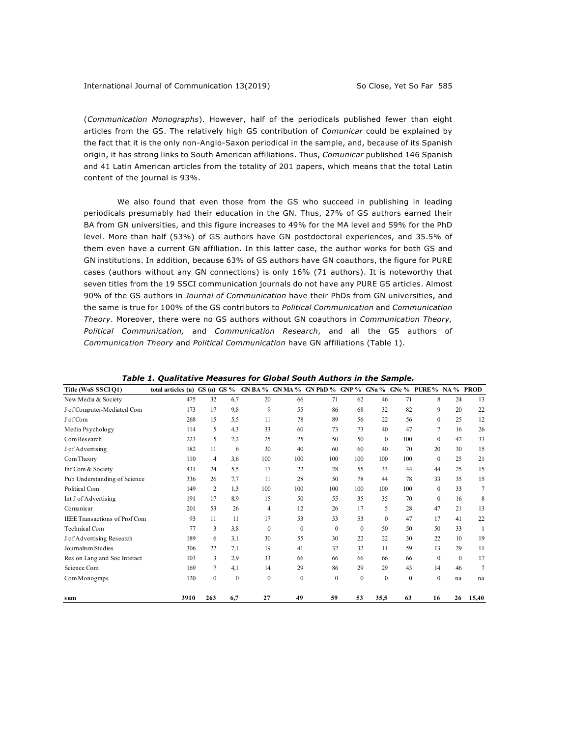(*Communication Monographs*). However, half of the periodicals published fewer than eight articles from the GS. The relatively high GS contribution of *Comunicar* could be explained by the fact that it is the only non-Anglo-Saxon periodical in the sample, and, because of its Spanish origin, it has strong links to South American affiliations. Thus, *Comunicar* published 146 Spanish and 41 Latin American articles from the totality of 201 papers, which means that the total Latin content of the journal is 93%.

We also found that even those from the GS who succeed in publishing in leading periodicals presumably had their education in the GN. Thus, 27% of GS authors earned their BA from GN universities, and this figure increases to 49% for the MA level and 59% for the PhD level. More than half (53%) of GS authors have GN postdoctoral experiences, and 35.5% of them even have a current GN affiliation. In this latter case, the author works for both GS and GN institutions. In addition, because 63% of GS authors have GN coauthors, the figure for PURE cases (authors without any GN connections) is only 16% (71 authors). It is noteworthy that seven titles from the 19 SSCI communication journals do not have any PURE GS articles. Almost 90% of the GS authors in *Journal of Communication* have their PhDs from GN universities, and the same is true for 100% of the GS contributors to *Political Communication* and *Communication Theory*. Moreover, there were no GS authors without GN coauthors in *Communication Theory, Political Communication,* and *Communication Research*, and all the GS authors of *Communication Theory* and *Political Communication* have GN affiliations (Table 1).

***Table 1. Qualitative Measures for Global South Authors in the Sample.***

| Title (WoS SSCI Q1) | total articles (n) | GS (n) | GS % | GN BA % | GN MA % | GN PhD % | GNP % | GNa % | GNc % | PURE % | NA % | PROD |
|---|---|---|---|---|---|---|---|---|---|---|---|---|
| New Media & Society | 475 | 32 | 6,7 | 20 | 66 | 71 | 62 | 46 | 71 | 8 | 24 | 13 |
| J of Computer-Mediated Com | 173 | 17 | 9,8 | 9 | 55 | 86 | 68 | 32 | 82 | 9 | 20 | 22 |
| J of Com | 268 | 15 | 5,5 | 11 | 78 | 89 | 56 | 22 | 56 | 0 | 25 | 12 |
| Media Psychology | 114 | 5 | 4,3 | 33 | 60 | 73 | 73 | 40 | 47 | 7 | 16 | 26 |
| Com Research | 223 | 5 | 2,2 | 25 | 25 | 50 | 50 | 0 | 100 | 0 | 42 | 33 |
| J of Advertising | 182 | 11 | 6 | 30 | 40 | 60 | 60 | 40 | 70 | 20 | 30 | 15 |
| Com Theory | 110 | 4 | 3,6 | 100 | 100 | 100 | 100 | 100 | 100 | 0 | 25 | 21 |
| Inf Com & Society | 431 | 24 | 5,5 | 17 | 22 | 28 | 55 | 33 | 44 | 44 | 25 | 15 |
| Pub Understanding of Science | 336 | 26 | 7,7 | 11 | 28 | 50 | 78 | 44 | 78 | 33 | 35 | 15 |
| Political Com | 149 | 2 | 1,3 | 100 | 100 | 100 | 100 | 100 | 100 | 0 | 33 | 7 |
| Int J of Advertising | 191 | 17 | 8,9 | 15 | 50 | 55 | 35 | 35 | 70 | 0 | 16 | 8 |
| Comunicar | 201 | 53 | 26 | 4 | 12 | 26 | 17 | 5 | 28 | 47 | 21 | 13 |
| IEEE Transactions of Prof Com | 93 | 11 | 11 | 17 | 53 | 53 | 53 | 0 | 47 | 17 | 41 | 22 |
| Technical Com | 77 | 3 | 3,8 | 0 | 0 | 0 | 0 | 50 | 50 | 50 | 33 | 1 |
| J of Advertising Research | 189 | 6 | 3,1 | 30 | 55 | 30 | 22 | 22 | 30 | 22 | 10 | 19 |
| Journalism Studies | 306 | 22 | 7,1 | 19 | 41 | 32 | 32 | 11 | 59 | 13 | 29 | 11 |
| Res on Lang and Soc Interact | 103 | 3 | 2,9 | 33 | 66 | 66 | 66 | 66 | 66 | 0 | 0 | 17 |
| Science Com | 169 | 7 | 4,1 | 14 | 29 | 86 | 29 | 29 | 43 | 14 | 46 | 7 |
| Com Monograps | 120 | 0 | 0 | 0 | 0 | 0 | 0 | 0 | 0 | 0 | na | na |
| **sum** | **3910** | **263** | **6,7** | **27** | **49** | **59** | **53** | **35,5** | **63** | **16** | **26** | **15,40** |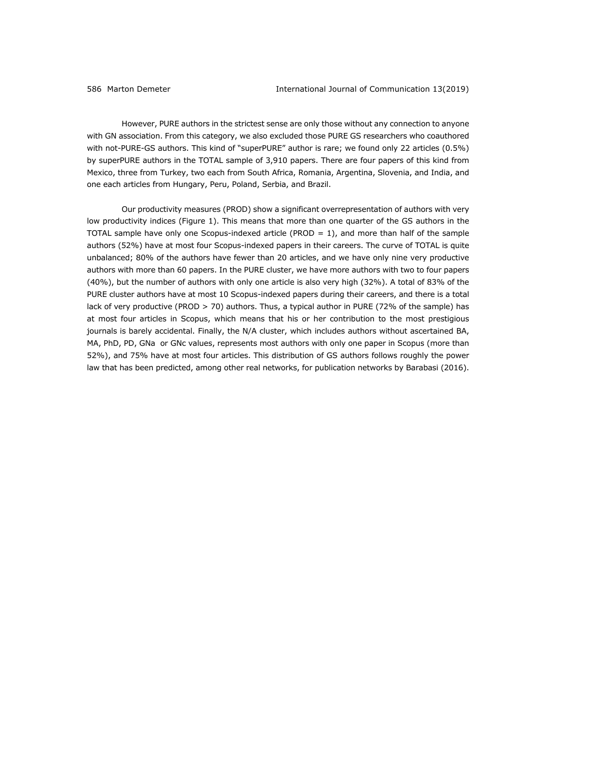However, PURE authors in the strictest sense are only those without any connection to anyone with GN association. From this category, we also excluded those PURE GS researchers who coauthored with not-PURE-GS authors. This kind of "superPURE" author is rare; we found only 22 articles (0.5%) by superPURE authors in the TOTAL sample of 3,910 papers. There are four papers of this kind from Mexico, three from Turkey, two each from South Africa, Romania, Argentina, Slovenia, and India, and one each articles from Hungary, Peru, Poland, Serbia, and Brazil.

Our productivity measures (PROD) show a significant overrepresentation of authors with very low productivity indices (Figure 1). This means that more than one quarter of the GS authors in the TOTAL sample have only one Scopus-indexed article (PROD = 1), and more than half of the sample authors (52%) have at most four Scopus-indexed papers in their careers. The curve of TOTAL is quite unbalanced; 80% of the authors have fewer than 20 articles, and we have only nine very productive authors with more than 60 papers. In the PURE cluster, we have more authors with two to four papers (40%), but the number of authors with only one article is also very high (32%). A total of 83% of the PURE cluster authors have at most 10 Scopus-indexed papers during their careers, and there is a total lack of very productive (PROD > 70) authors. Thus, a typical author in PURE (72% of the sample) has at most four articles in Scopus, which means that his or her contribution to the most prestigious journals is barely accidental. Finally, the N/A cluster, which includes authors without ascertained BA, MA, PhD, PD, GNa or GNc values, represents most authors with only one paper in Scopus (more than 52%), and 75% have at most four articles. This distribution of GS authors follows roughly the power law that has been predicted, among other real networks, for publication networks by Barabasi (2016).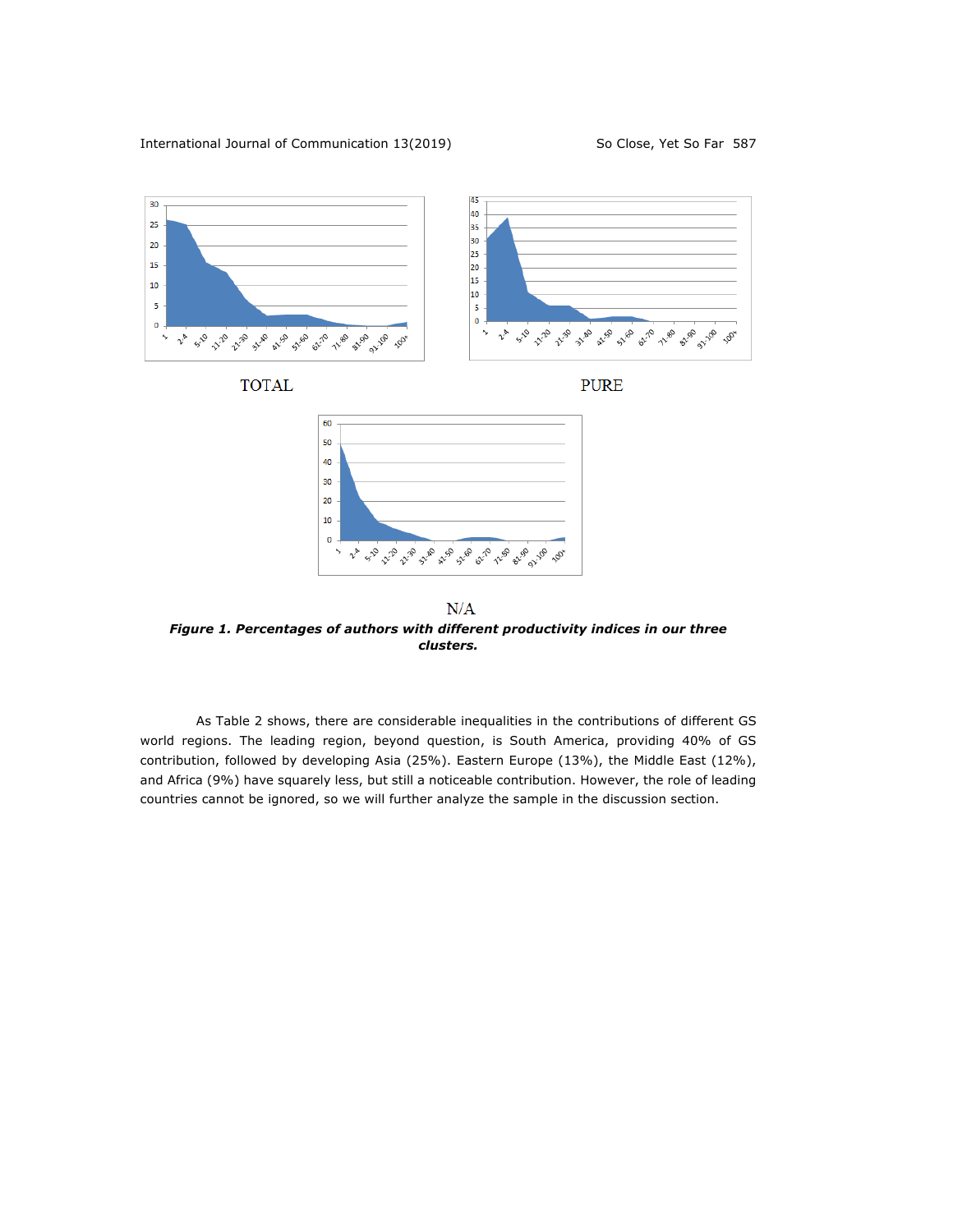TOTAL

PURE

N/A

***Figure 1. Percentages of authors with different productivity indices in our three clusters.***

As Table 2 shows, there are considerable inequalities in the contributions of different GS world regions. The leading region, beyond question, is South America, providing 40% of GS contribution, followed by developing Asia (25%). Eastern Europe (13%), the Middle East (12%), and Africa (9%) have squarely less, but still a noticeable contribution. However, the role of leading countries cannot be ignored, so we will further analyze the sample in the discussion section.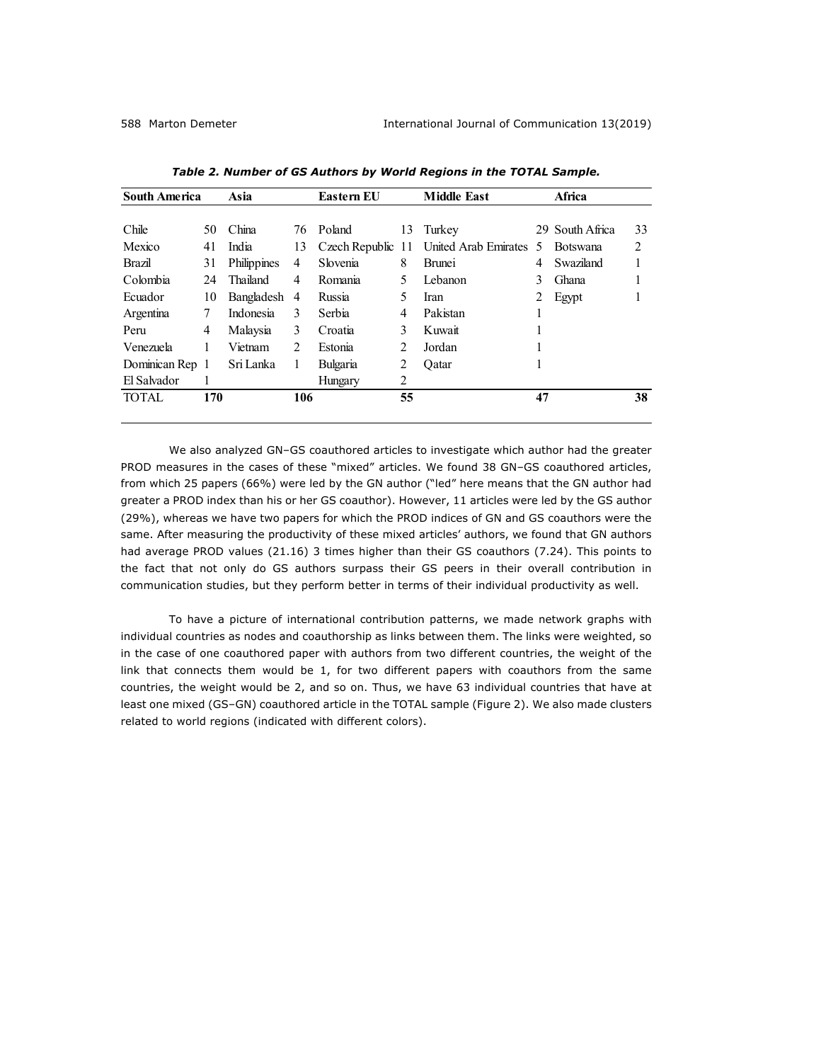*Table 2. Number of GS Authors by World Regions in the TOTAL Sample.*

| South America | | Asia | | Eastern EU | | Middle East | | Africa | |
|---|---|---|---|---|---|---|---|---|---|
| Chile | 50 | China | 76 | Poland | 13 | Turkey | 29 | South Africa | 33 |
| Mexico | 41 | India | 13 | Czech Republic | 11 | United Arab Emirates | 5 | Botswana | 2 |
| Brazil | 31 | Philippines | 4 | Slovenia | 8 | Brunei | 4 | Swaziland | 1 |
| Colombia | 24 | Thailand | 4 | Romania | 5 | Lebanon | 3 | Ghana | 1 |
| Ecuador | 10 | Bangladesh | 4 | Russia | 5 | Iran | 2 | Egypt | 1 |
| Argentina | 7 | Indonesia | 3 | Serbia | 4 | Pakistan | 1 | | |
| Peru | 4 | Malaysia | 3 | Croatia | 3 | Kuwait | 1 | | |
| Venezuela | 1 | Vietnam | 2 | Estonia | 2 | Jordan | 1 | | |
| Dominican Rep | 1 | Sri Lanka | 1 | Bulgaria | 2 | Qatar | 1 | | |
| El Salvador | 1 | | | Hungary | 2 | | | | |
| TOTAL | **170** | | **106** | | **55** | | **47** | | **38** |

We also analyzed GN–GS coauthored articles to investigate which author had the greater PROD measures in the cases of these "mixed" articles. We found 38 GN–GS coauthored articles, from which 25 papers (66%) were led by the GN author ("led" here means that the GN author had greater a PROD index than his or her GS coauthor). However, 11 articles were led by the GS author (29%), whereas we have two papers for which the PROD indices of GN and GS coauthors were the same. After measuring the productivity of these mixed articles' authors, we found that GN authors had average PROD values (21.16) 3 times higher than their GS coauthors (7.24). This points to the fact that not only do GS authors surpass their GS peers in their overall contribution in communication studies, but they perform better in terms of their individual productivity as well.

To have a picture of international contribution patterns, we made network graphs with individual countries as nodes and coauthorship as links between them. The links were weighted, so in the case of one coauthored paper with authors from two different countries, the weight of the link that connects them would be 1, for two different papers with coauthors from the same countries, the weight would be 2, and so on. Thus, we have 63 individual countries that have at least one mixed (GS–GN) coauthored article in the TOTAL sample (Figure 2). We also made clusters related to world regions (indicated with different colors).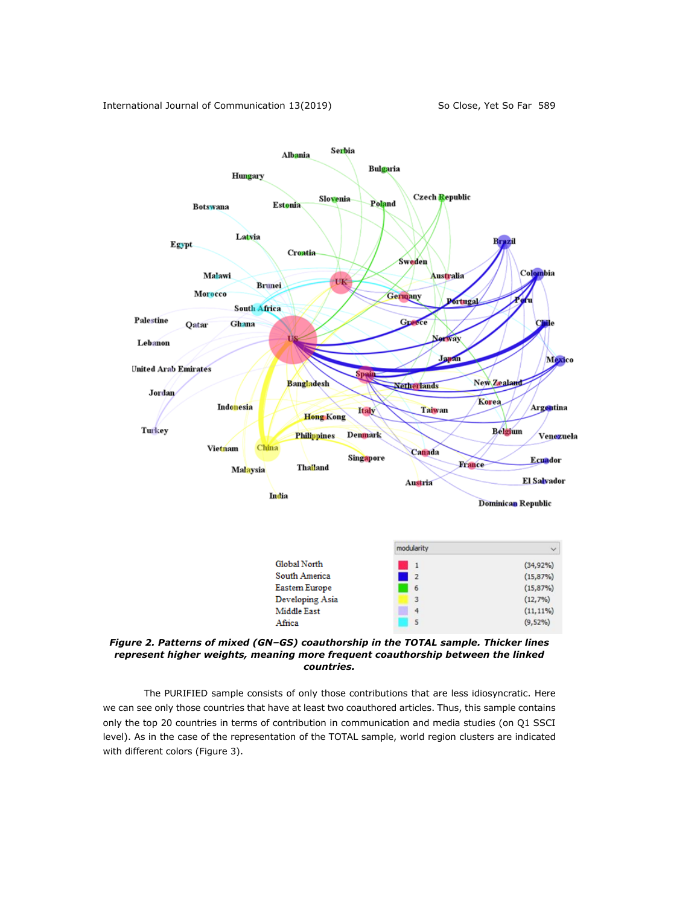| | modularity | |
|---|---|---|
| Global North | 1 | (34,92%) |
| South America | 2 | (15,87%) |
| Eastern Europe | 6 | (15,87%) |
| Developing Asia | 3 | (12,7%) |
| Middle East | 4 | (11,11%) |
| Africa | 5 | (9,52%) |

***Figure 2. Patterns of mixed (GN–GS) coauthorship in the TOTAL sample. Thicker lines represent higher weights, meaning more frequent coauthorship between the linked countries.***

The PURIFIED sample consists of only those contributions that are less idiosyncratic. Here we can see only those countries that have at least two coauthored articles. Thus, this sample contains only the top 20 countries in terms of contribution in communication and media studies (on Q1 SSCI level). As in the case of the representation of the TOTAL sample, world region clusters are indicated with different colors (Figure 3).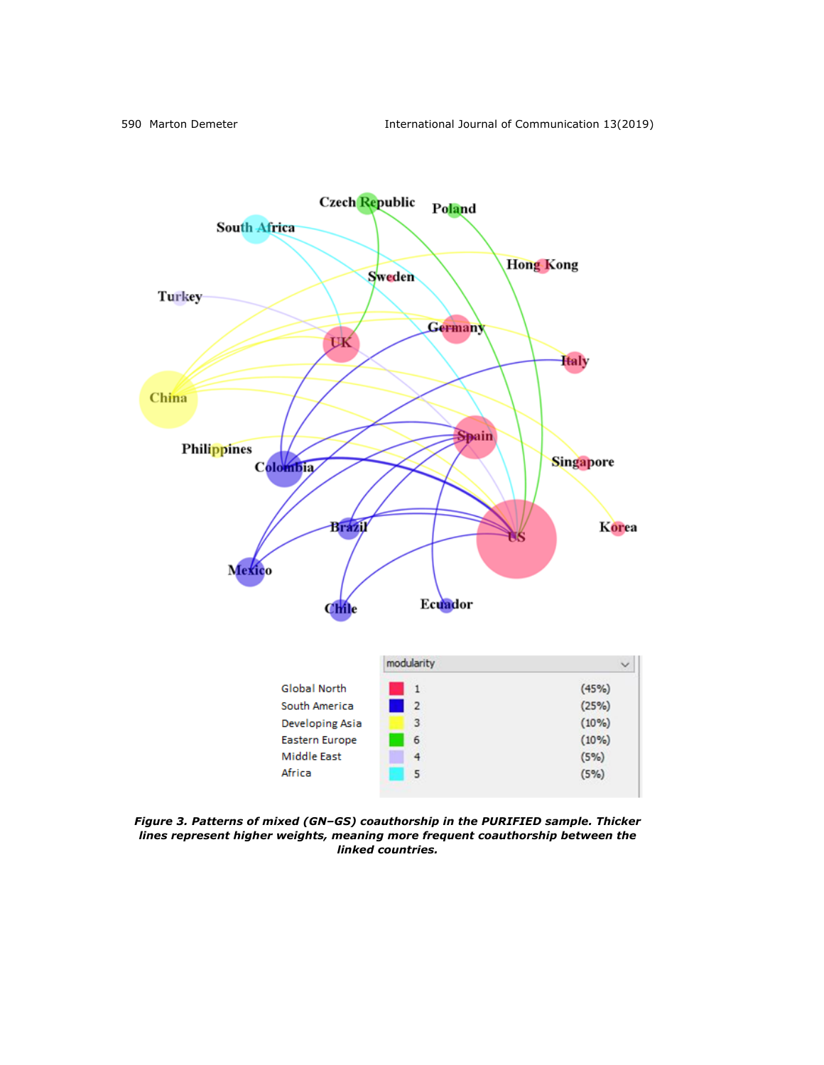*Figure 3. Patterns of mixed (GN–GS) coauthorship in the PURIFIED sample. Thicker lines represent higher weights, meaning more frequent coauthorship between the linked countries.*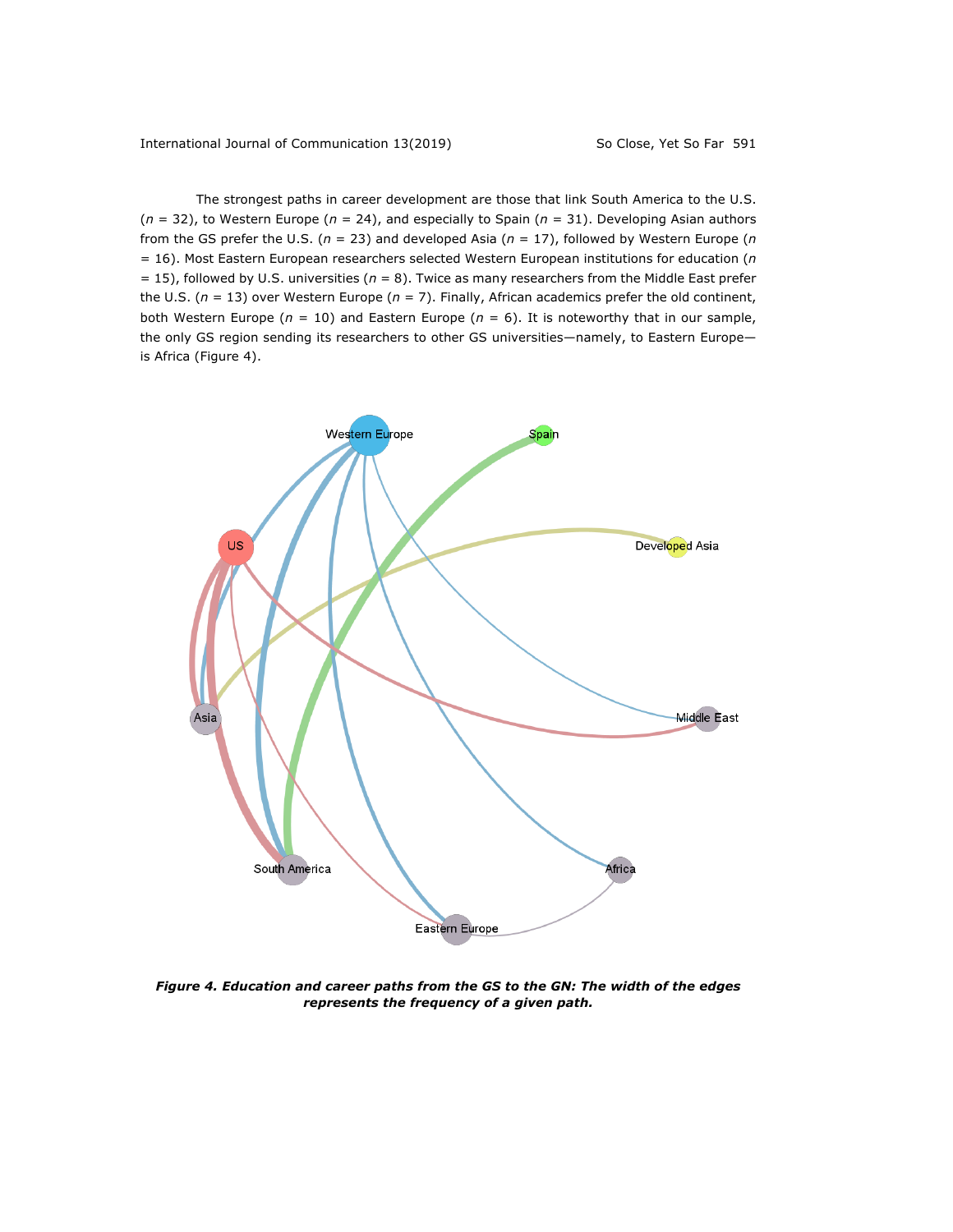The strongest paths in career development are those that link South America to the U.S. (*n* = 32), to Western Europe (*n* = 24), and especially to Spain (*n* = 31). Developing Asian authors from the GS prefer the U.S. (*n* = 23) and developed Asia (*n* = 17), followed by Western Europe (*n* = 16). Most Eastern European researchers selected Western European institutions for education (*n* = 15), followed by U.S. universities (*n* = 8). Twice as many researchers from the Middle East prefer the U.S. (*n* = 13) over Western Europe (*n* = 7). Finally, African academics prefer the old continent, both Western Europe (*n* = 10) and Eastern Europe (*n* = 6). It is noteworthy that in our sample, the only GS region sending its researchers to other GS universities—namely, to Eastern Europe—is Africa (Figure 4).

***Figure 4. Education and career paths from the GS to the GN: The width of the edges represents the frequency of a given path.***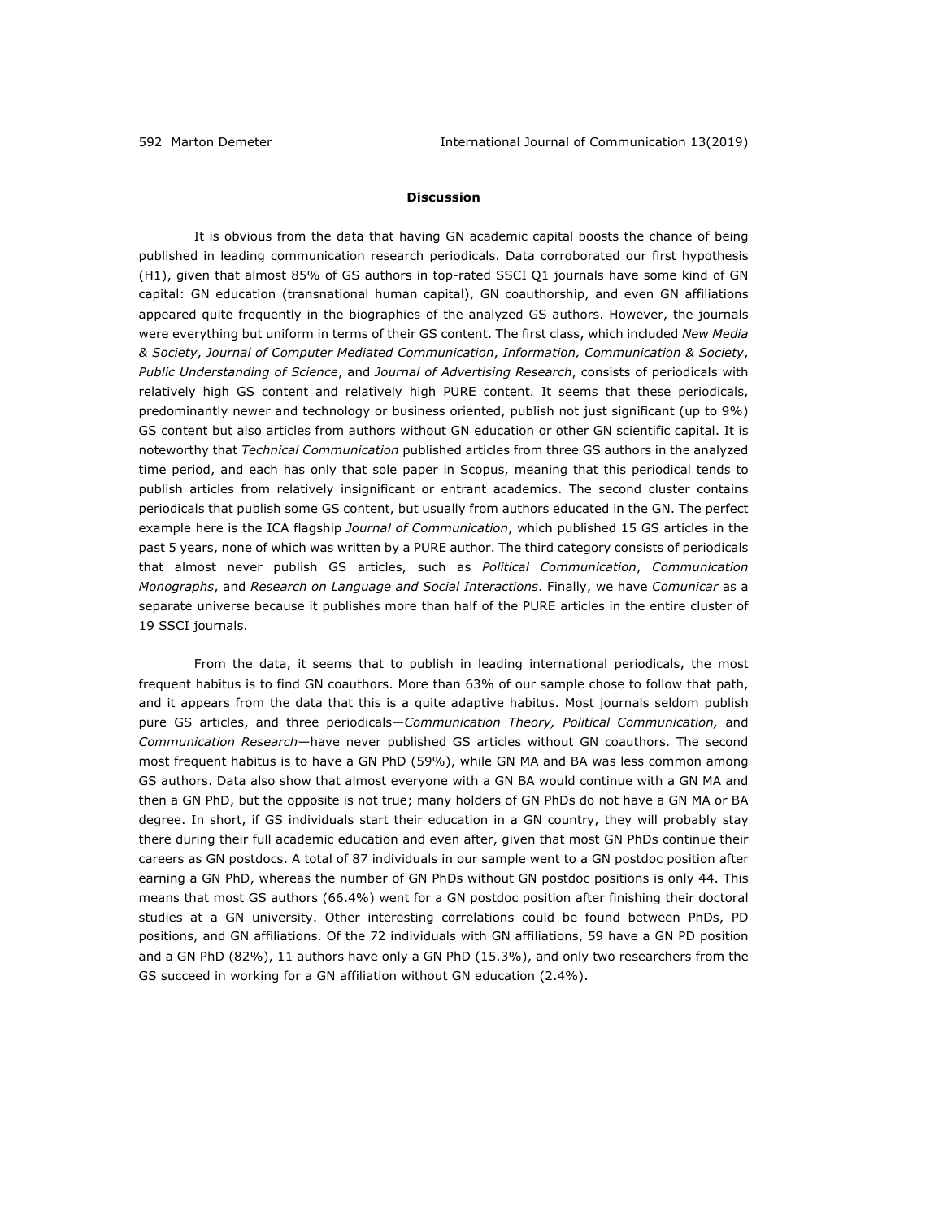## Discussion

It is obvious from the data that having GN academic capital boosts the chance of being published in leading communication research periodicals. Data corroborated our first hypothesis (H1), given that almost 85% of GS authors in top-rated SSCI Q1 journals have some kind of GN capital: GN education (transnational human capital), GN coauthorship, and even GN affiliations appeared quite frequently in the biographies of the analyzed GS authors. However, the journals were everything but uniform in terms of their GS content. The first class, which included *New Media & Society*, *Journal of Computer Mediated Communication*, *Information, Communication & Society*, *Public Understanding of Science*, and *Journal of Advertising Research*, consists of periodicals with relatively high GS content and relatively high PURE content. It seems that these periodicals, predominantly newer and technology or business oriented, publish not just significant (up to 9%) GS content but also articles from authors without GN education or other GN scientific capital. It is noteworthy that *Technical Communication* published articles from three GS authors in the analyzed time period, and each has only that sole paper in Scopus, meaning that this periodical tends to publish articles from relatively insignificant or entrant academics. The second cluster contains periodicals that publish some GS content, but usually from authors educated in the GN. The perfect example here is the ICA flagship *Journal of Communication*, which published 15 GS articles in the past 5 years, none of which was written by a PURE author. The third category consists of periodicals that almost never publish GS articles, such as *Political Communication*, *Communication Monographs*, and *Research on Language and Social Interactions*. Finally, we have *Comunicar* as a separate universe because it publishes more than half of the PURE articles in the entire cluster of 19 SSCI journals.

From the data, it seems that to publish in leading international periodicals, the most frequent habitus is to find GN coauthors. More than 63% of our sample chose to follow that path, and it appears from the data that this is a quite adaptive habitus. Most journals seldom publish pure GS articles, and three periodicals—*Communication Theory, Political Communication,* and *Communication Research*—have never published GS articles without GN coauthors. The second most frequent habitus is to have a GN PhD (59%), while GN MA and BA was less common among GS authors. Data also show that almost everyone with a GN BA would continue with a GN MA and then a GN PhD, but the opposite is not true; many holders of GN PhDs do not have a GN MA or BA degree. In short, if GS individuals start their education in a GN country, they will probably stay there during their full academic education and even after, given that most GN PhDs continue their careers as GN postdocs. A total of 87 individuals in our sample went to a GN postdoc position after earning a GN PhD, whereas the number of GN PhDs without GN postdoc positions is only 44. This means that most GS authors (66.4%) went for a GN postdoc position after finishing their doctoral studies at a GN university. Other interesting correlations could be found between PhDs, PD positions, and GN affiliations. Of the 72 individuals with GN affiliations, 59 have a GN PD position and a GN PhD (82%), 11 authors have only a GN PhD (15.3%), and only two researchers from the GS succeed in working for a GN affiliation without GN education (2.4%).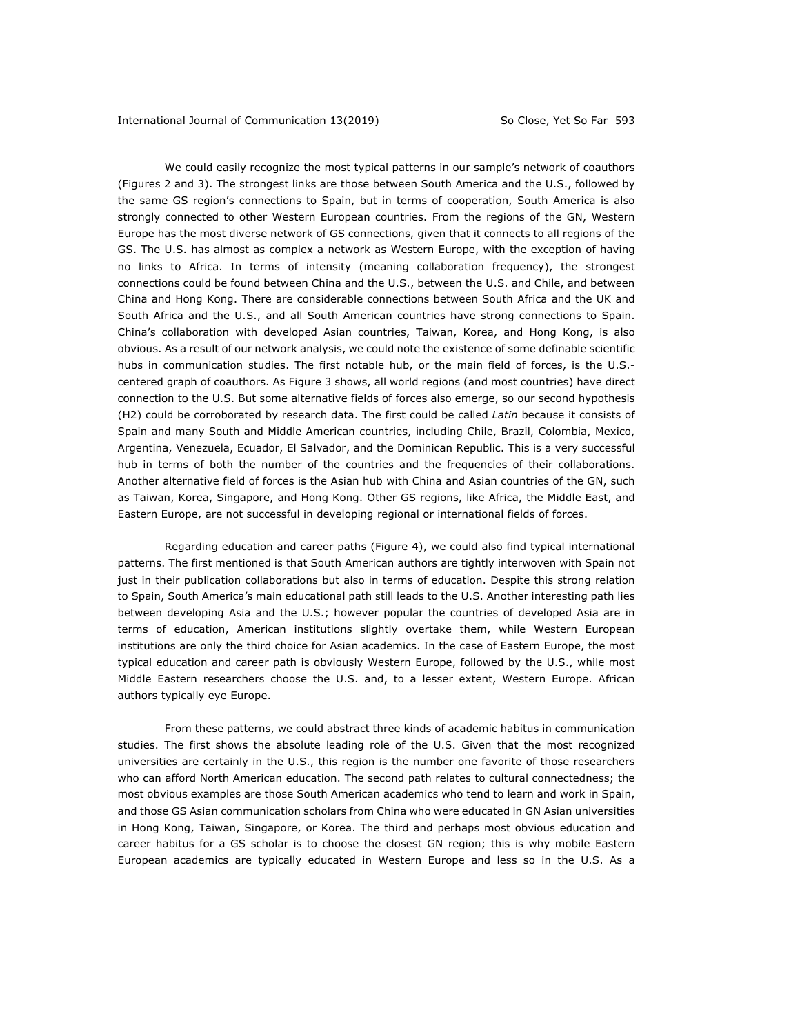We could easily recognize the most typical patterns in our sample's network of coauthors (Figures 2 and 3). The strongest links are those between South America and the U.S., followed by the same GS region's connections to Spain, but in terms of cooperation, South America is also strongly connected to other Western European countries. From the regions of the GN, Western Europe has the most diverse network of GS connections, given that it connects to all regions of the GS. The U.S. has almost as complex a network as Western Europe, with the exception of having no links to Africa. In terms of intensity (meaning collaboration frequency), the strongest connections could be found between China and the U.S., between the U.S. and Chile, and between China and Hong Kong. There are considerable connections between South Africa and the UK and South Africa and the U.S., and all South American countries have strong connections to Spain. China's collaboration with developed Asian countries, Taiwan, Korea, and Hong Kong, is also obvious. As a result of our network analysis, we could note the existence of some definable scientific hubs in communication studies. The first notable hub, or the main field of forces, is the U.S.-centered graph of coauthors. As Figure 3 shows, all world regions (and most countries) have direct connection to the U.S. But some alternative fields of forces also emerge, so our second hypothesis (H2) could be corroborated by research data. The first could be called *Latin* because it consists of Spain and many South and Middle American countries, including Chile, Brazil, Colombia, Mexico, Argentina, Venezuela, Ecuador, El Salvador, and the Dominican Republic. This is a very successful hub in terms of both the number of the countries and the frequencies of their collaborations. Another alternative field of forces is the Asian hub with China and Asian countries of the GN, such as Taiwan, Korea, Singapore, and Hong Kong. Other GS regions, like Africa, the Middle East, and Eastern Europe, are not successful in developing regional or international fields of forces.

Regarding education and career paths (Figure 4), we could also find typical international patterns. The first mentioned is that South American authors are tightly interwoven with Spain not just in their publication collaborations but also in terms of education. Despite this strong relation to Spain, South America's main educational path still leads to the U.S. Another interesting path lies between developing Asia and the U.S.; however popular the countries of developed Asia are in terms of education, American institutions slightly overtake them, while Western European institutions are only the third choice for Asian academics. In the case of Eastern Europe, the most typical education and career path is obviously Western Europe, followed by the U.S., while most Middle Eastern researchers choose the U.S. and, to a lesser extent, Western Europe. African authors typically eye Europe.

From these patterns, we could abstract three kinds of academic habitus in communication studies. The first shows the absolute leading role of the U.S. Given that the most recognized universities are certainly in the U.S., this region is the number one favorite of those researchers who can afford North American education. The second path relates to cultural connectedness; the most obvious examples are those South American academics who tend to learn and work in Spain, and those GS Asian communication scholars from China who were educated in GN Asian universities in Hong Kong, Taiwan, Singapore, or Korea. The third and perhaps most obvious education and career habitus for a GS scholar is to choose the closest GN region; this is why mobile Eastern European academics are typically educated in Western Europe and less so in the U.S. As a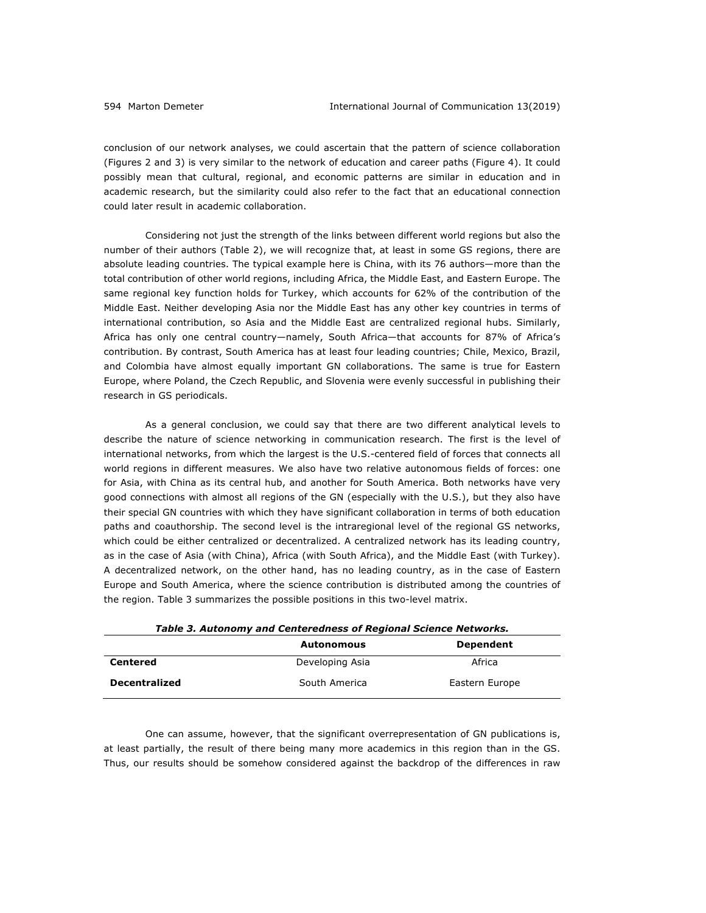conclusion of our network analyses, we could ascertain that the pattern of science collaboration (Figures 2 and 3) is very similar to the network of education and career paths (Figure 4). It could possibly mean that cultural, regional, and economic patterns are similar in education and in academic research, but the similarity could also refer to the fact that an educational connection could later result in academic collaboration.

Considering not just the strength of the links between different world regions but also the number of their authors (Table 2), we will recognize that, at least in some GS regions, there are absolute leading countries. The typical example here is China, with its 76 authors—more than the total contribution of other world regions, including Africa, the Middle East, and Eastern Europe. The same regional key function holds for Turkey, which accounts for 62% of the contribution of the Middle East. Neither developing Asia nor the Middle East has any other key countries in terms of international contribution, so Asia and the Middle East are centralized regional hubs. Similarly, Africa has only one central country—namely, South Africa—that accounts for 87% of Africa's contribution. By contrast, South America has at least four leading countries; Chile, Mexico, Brazil, and Colombia have almost equally important GN collaborations. The same is true for Eastern Europe, where Poland, the Czech Republic, and Slovenia were evenly successful in publishing their research in GS periodicals.

As a general conclusion, we could say that there are two different analytical levels to describe the nature of science networking in communication research. The first is the level of international networks, from which the largest is the U.S.-centered field of forces that connects all world regions in different measures. We also have two relative autonomous fields of forces: one for Asia, with China as its central hub, and another for South America. Both networks have very good connections with almost all regions of the GN (especially with the U.S.), but they also have their special GN countries with which they have significant collaboration in terms of both education paths and coauthorship. The second level is the intraregional level of the regional GS networks, which could be either centralized or decentralized. A centralized network has its leading country, as in the case of Asia (with China), Africa (with South Africa), and the Middle East (with Turkey). A decentralized network, on the other hand, has no leading country, as in the case of Eastern Europe and South America, where the science contribution is distributed among the countries of the region. Table 3 summarizes the possible positions in this two-level matrix.

***Table 3. Autonomy and Centeredness of Regional Science Networks.***

| | **Autonomous** | **Dependent** |
|---|---|---|
| **Centered** | Developing Asia | Africa |
| **Decentralized** | South America | Eastern Europe |

One can assume, however, that the significant overrepresentation of GN publications is, at least partially, the result of there being many more academics in this region than in the GS. Thus, our results should be somehow considered against the backdrop of the differences in raw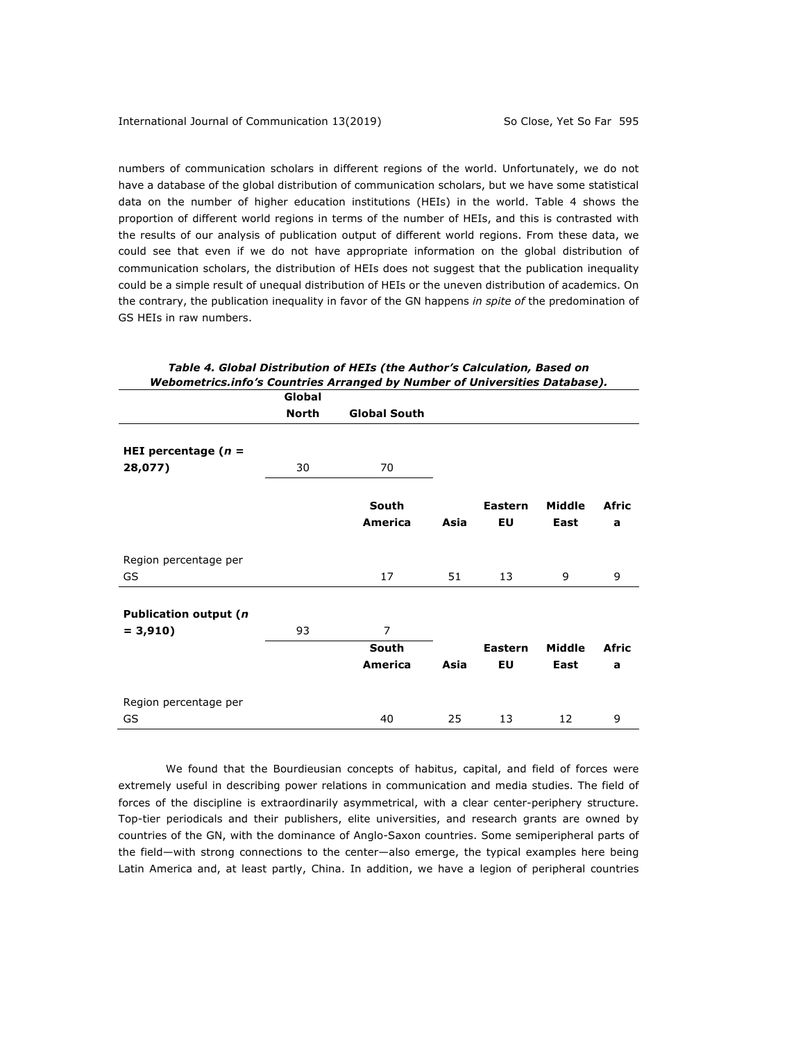numbers of communication scholars in different regions of the world. Unfortunately, we do not have a database of the global distribution of communication scholars, but we have some statistical data on the number of higher education institutions (HEIs) in the world. Table 4 shows the proportion of different world regions in terms of the number of HEIs, and this is contrasted with the results of our analysis of publication output of different world regions. From these data, we could see that even if we do not have appropriate information on the global distribution of communication scholars, the distribution of HEIs does not suggest that the publication inequality could be a simple result of unequal distribution of HEIs or the uneven distribution of academics. On the contrary, the publication inequality in favor of the GN happens *in spite of* the predomination of GS HEIs in raw numbers.

***Table 4. Global Distribution of HEIs (the Author's Calculation, Based on Webometrics.info's Countries Arranged by Number of Universities Database).***

| | Global North | Global South | | | | |
|---|---|---|---|---|---|---|
| **HEI percentage ($n$ = 28,077)** | 30 | 70 | | | | |
| | | **South America** | **Asia** | **Eastern EU** | **Middle East** | **Africa** |
| Region percentage per GS | | 17 | 51 | 13 | 9 | 9 |
| **Publication output ($n$ = 3,910)** | 93 | 7 | | | | |
| | | **South America** | **Asia** | **Eastern EU** | **Middle East** | **Africa** |
| Region percentage per GS | | 40 | 25 | 13 | 12 | 9 |

We found that the Bourdieusian concepts of habitus, capital, and field of forces were extremely useful in describing power relations in communication and media studies. The field of forces of the discipline is extraordinarily asymmetrical, with a clear center-periphery structure. Top-tier periodicals and their publishers, elite universities, and research grants are owned by countries of the GN, with the dominance of Anglo-Saxon countries. Some semiperipheral parts of the field—with strong connections to the center—also emerge, the typical examples here being Latin America and, at least partly, China. In addition, we have a legion of peripheral countries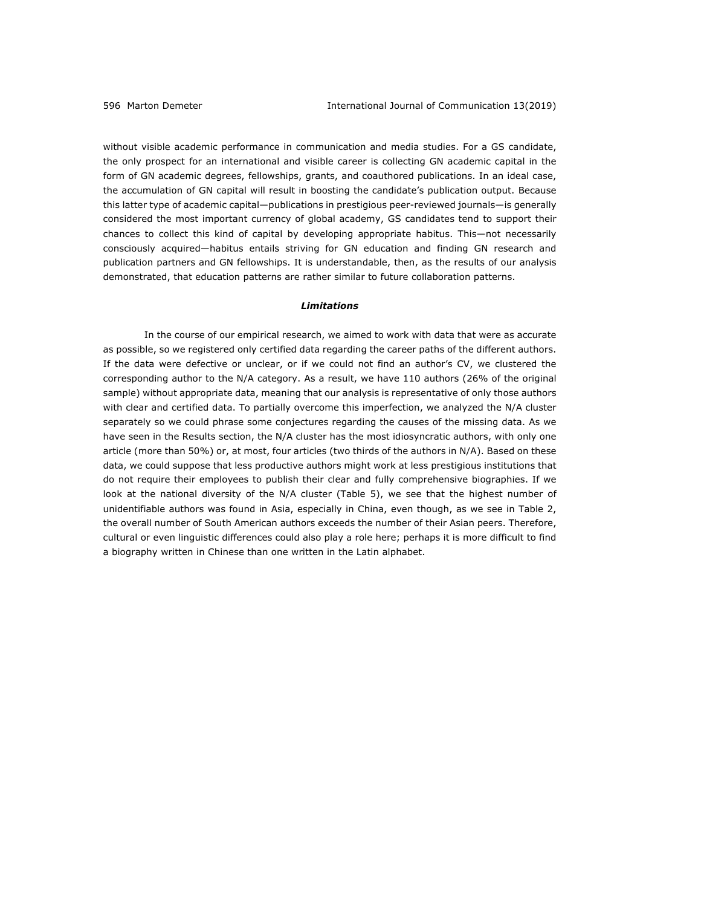without visible academic performance in communication and media studies. For a GS candidate, the only prospect for an international and visible career is collecting GN academic capital in the form of GN academic degrees, fellowships, grants, and coauthored publications. In an ideal case, the accumulation of GN capital will result in boosting the candidate's publication output. Because this latter type of academic capital—publications in prestigious peer-reviewed journals—is generally considered the most important currency of global academy, GS candidates tend to support their chances to collect this kind of capital by developing appropriate habitus. This—not necessarily consciously acquired—habitus entails striving for GN education and finding GN research and publication partners and GN fellowships. It is understandable, then, as the results of our analysis demonstrated, that education patterns are rather similar to future collaboration patterns.

### *Limitations*

In the course of our empirical research, we aimed to work with data that were as accurate as possible, so we registered only certified data regarding the career paths of the different authors. If the data were defective or unclear, or if we could not find an author's CV, we clustered the corresponding author to the N/A category. As a result, we have 110 authors (26% of the original sample) without appropriate data, meaning that our analysis is representative of only those authors with clear and certified data. To partially overcome this imperfection, we analyzed the N/A cluster separately so we could phrase some conjectures regarding the causes of the missing data. As we have seen in the Results section, the N/A cluster has the most idiosyncratic authors, with only one article (more than 50%) or, at most, four articles (two thirds of the authors in N/A). Based on these data, we could suppose that less productive authors might work at less prestigious institutions that do not require their employees to publish their clear and fully comprehensive biographies. If we look at the national diversity of the N/A cluster (Table 5), we see that the highest number of unidentifiable authors was found in Asia, especially in China, even though, as we see in Table 2, the overall number of South American authors exceeds the number of their Asian peers. Therefore, cultural or even linguistic differences could also play a role here; perhaps it is more difficult to find a biography written in Chinese than one written in the Latin alphabet.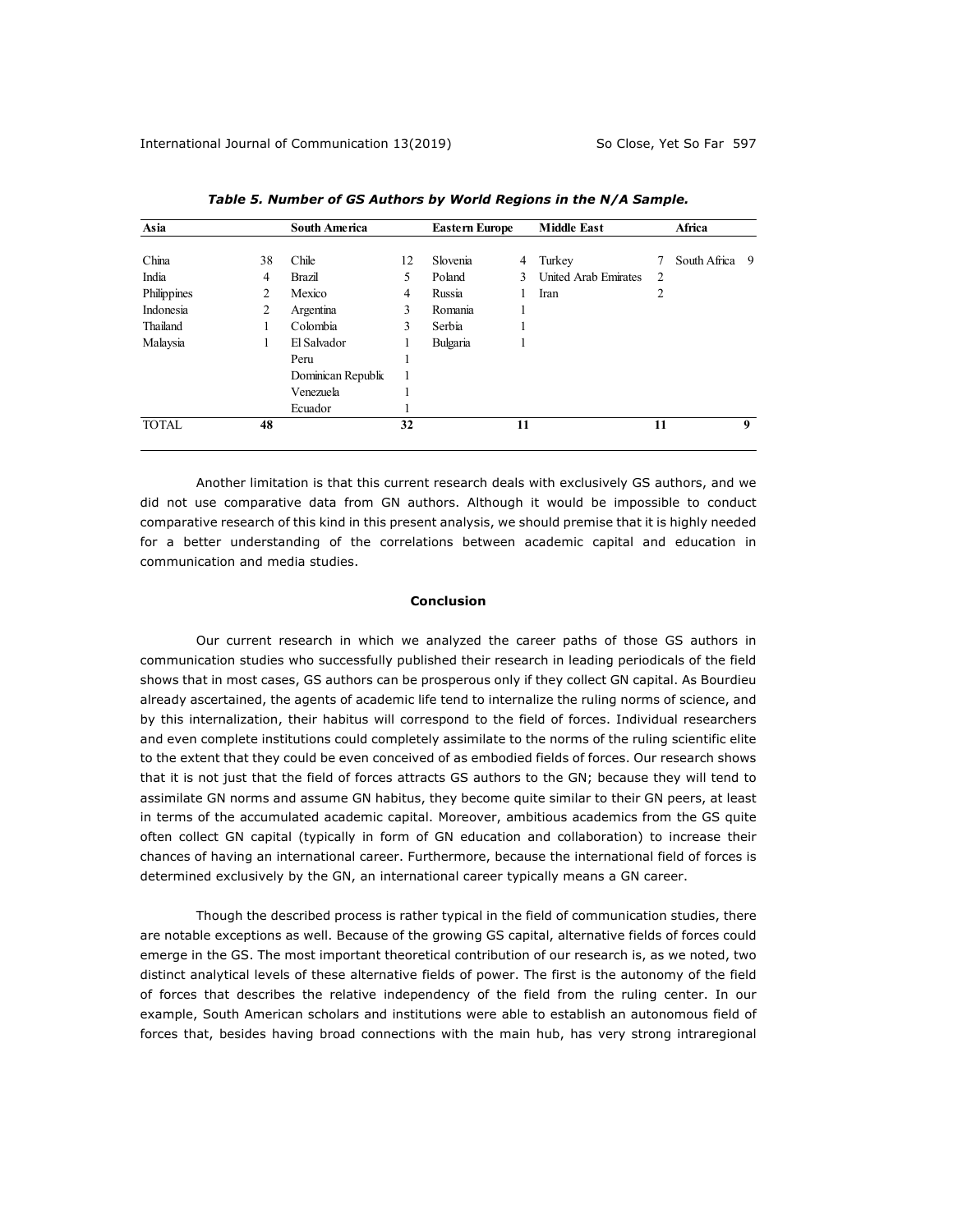*Table 5. Number of GS Authors by World Regions in the N/A Sample.*

| Asia | | South America | | Eastern Europe | | Middle East | | Africa | |
|---|---|---|---|---|---|---|---|---|---|
| China | 38 | Chile | 12 | Slovenia | 4 | Turkey | 7 | South Africa | 9 |
| India | 4 | Brazil | 5 | Poland | 3 | United Arab Emirates | 2 | | |
| Philippines | 2 | Mexico | 4 | Russia | 1 | Iran | 2 | | |
| Indonesia | 2 | Argentina | 3 | Romania | 1 | | | | |
| Thailand | 1 | Colombia | 3 | Serbia | 1 | | | | |
| Malaysia | 1 | El Salvador | 1 | Bulgaria | 1 | | | | |
| | | Peru | 1 | | | | | | |
| | | Dominican Republic | 1 | | | | | | |
| | | Venezuela | 1 | | | | | | |
| | | Ecuador | 1 | | | | | | |
| **TOTAL** | **48** | | **32** | | **11** | | **11** | | **9** |

Another limitation is that this current research deals with exclusively GS authors, and we did not use comparative data from GN authors. Although it would be impossible to conduct comparative research of this kind in this present analysis, we should premise that it is highly needed for a better understanding of the correlations between academic capital and education in communication and media studies.

## Conclusion

Our current research in which we analyzed the career paths of those GS authors in communication studies who successfully published their research in leading periodicals of the field shows that in most cases, GS authors can be prosperous only if they collect GN capital. As Bourdieu already ascertained, the agents of academic life tend to internalize the ruling norms of science, and by this internalization, their habitus will correspond to the field of forces. Individual researchers and even complete institutions could completely assimilate to the norms of the ruling scientific elite to the extent that they could be even conceived of as embodied fields of forces. Our research shows that it is not just that the field of forces attracts GS authors to the GN; because they will tend to assimilate GN norms and assume GN habitus, they become quite similar to their GN peers, at least in terms of the accumulated academic capital. Moreover, ambitious academics from the GS quite often collect GN capital (typically in form of GN education and collaboration) to increase their chances of having an international career. Furthermore, because the international field of forces is determined exclusively by the GN, an international career typically means a GN career.

Though the described process is rather typical in the field of communication studies, there are notable exceptions as well. Because of the growing GS capital, alternative fields of forces could emerge in the GS. The most important theoretical contribution of our research is, as we noted, two distinct analytical levels of these alternative fields of power. The first is the autonomy of the field of forces that describes the relative independency of the field from the ruling center. In our example, South American scholars and institutions were able to establish an autonomous field of forces that, besides having broad connections with the main hub, has very strong intraregional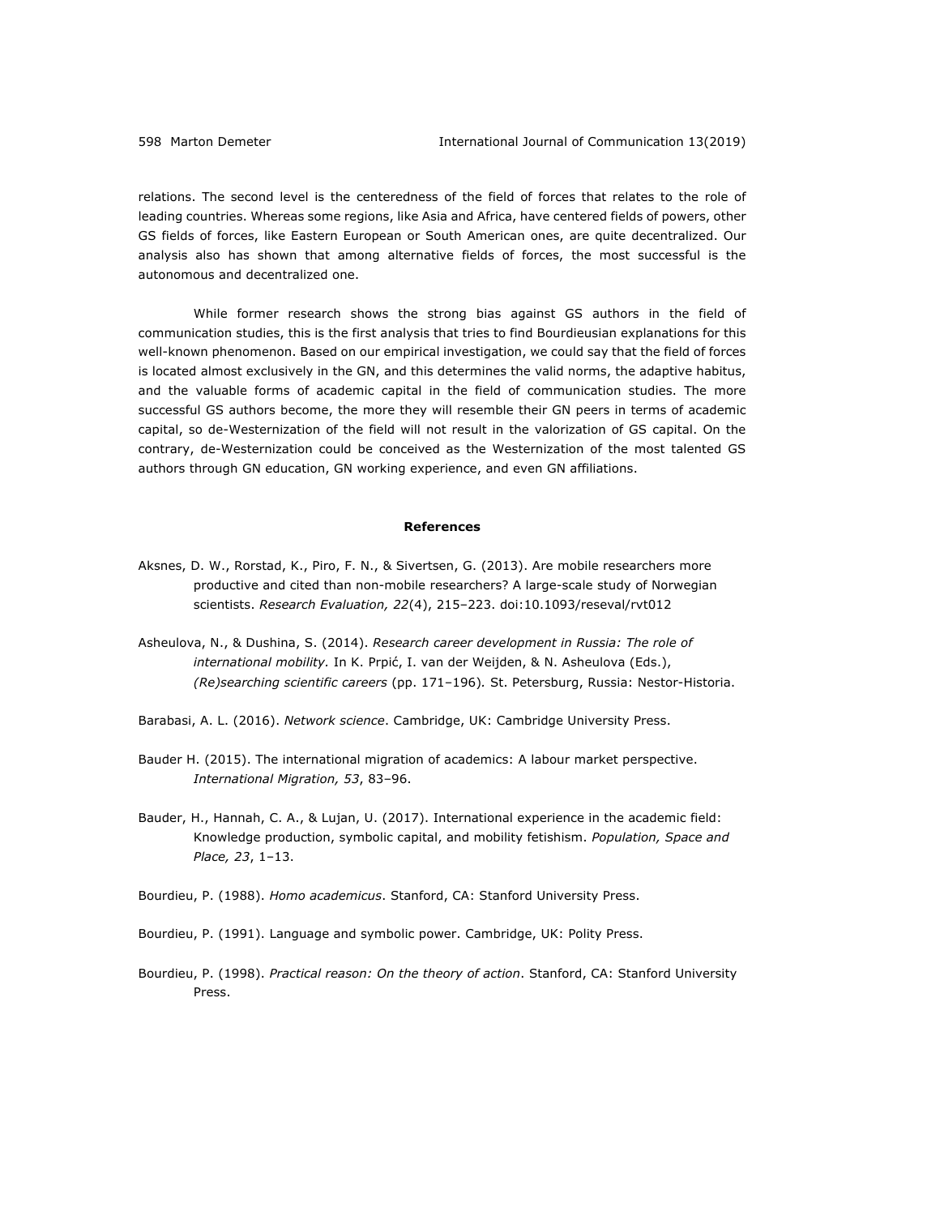relations. The second level is the centeredness of the field of forces that relates to the role of leading countries. Whereas some regions, like Asia and Africa, have centered fields of powers, other GS fields of forces, like Eastern European or South American ones, are quite decentralized. Our analysis also has shown that among alternative fields of forces, the most successful is the autonomous and decentralized one.

While former research shows the strong bias against GS authors in the field of communication studies, this is the first analysis that tries to find Bourdieusian explanations for this well-known phenomenon. Based on our empirical investigation, we could say that the field of forces is located almost exclusively in the GN, and this determines the valid norms, the adaptive habitus, and the valuable forms of academic capital in the field of communication studies. The more successful GS authors become, the more they will resemble their GN peers in terms of academic capital, so de-Westernization of the field will not result in the valorization of GS capital. On the contrary, de-Westernization could be conceived as the Westernization of the most talented GS authors through GN education, GN working experience, and even GN affiliations.

## References

Aksnes, D. W., Rorstad, K., Piro, F. N., & Sivertsen, G. (2013). Are mobile researchers more productive and cited than non-mobile researchers? A large-scale study of Norwegian scientists. *Research Evaluation, 22*(4), 215–223. doi:10.1093/reseval/rvt012

Asheulova, N., & Dushina, S. (2014). *Research career development in Russia: The role of international mobility*. In K. Prpić, I. van der Weijden, & N. Asheulova (Eds.), *(Re)searching scientific careers* (pp. 171–196). St. Petersburg, Russia: Nestor-Historia.

Barabasi, A. L. (2016). *Network science*. Cambridge, UK: Cambridge University Press.

Bauder H. (2015). The international migration of academics: A labour market perspective. *International Migration, 53*, 83–96.

Bauder, H., Hannah, C. A., & Lujan, U. (2017). International experience in the academic field: Knowledge production, symbolic capital, and mobility fetishism. *Population, Space and Place, 23*, 1–13.

Bourdieu, P. (1988). *Homo academicus*. Stanford, CA: Stanford University Press.

Bourdieu, P. (1991). Language and symbolic power. Cambridge, UK: Polity Press.

Bourdieu, P. (1998). *Practical reason: On the theory of action*. Stanford, CA: Stanford University Press.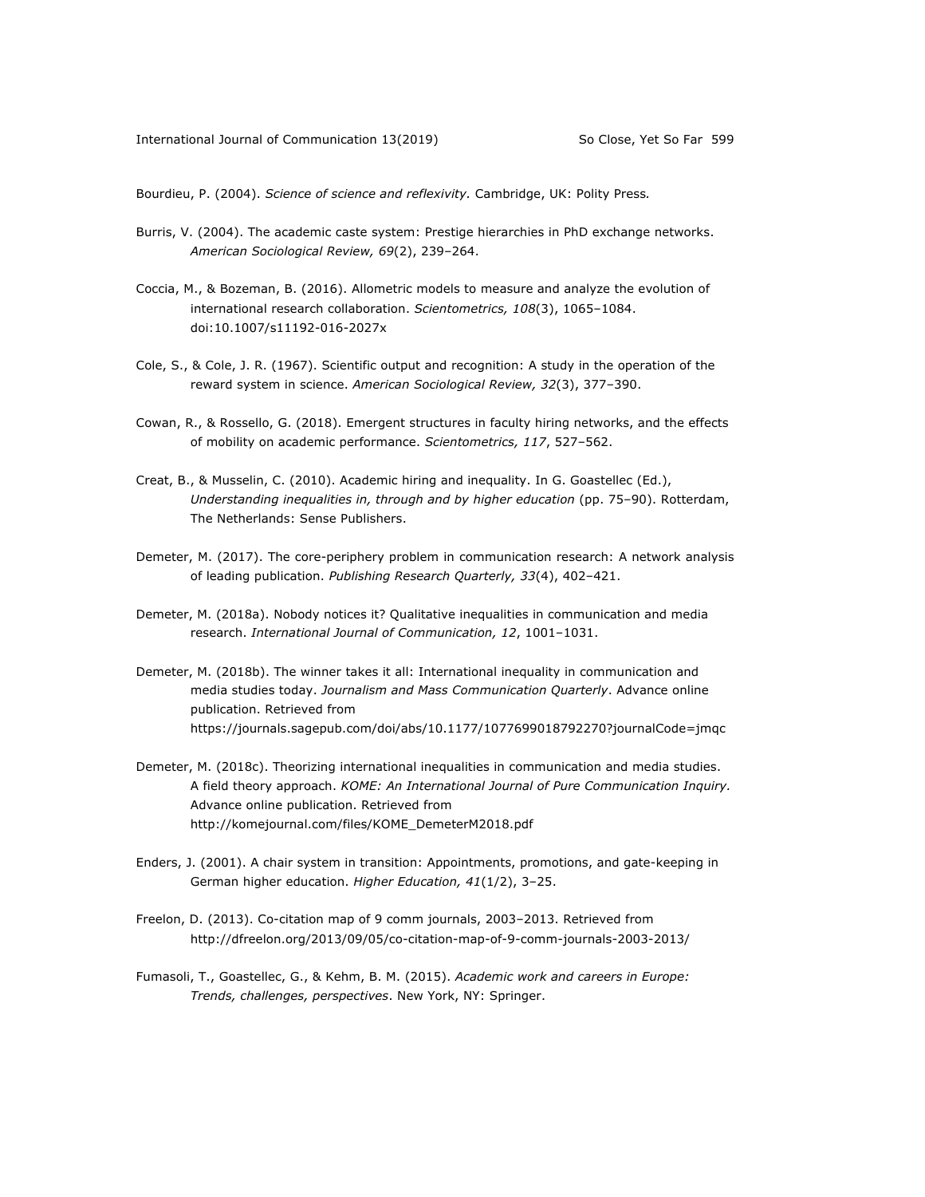Bourdieu, P. (2004). *Science of science and reflexivity.* Cambridge, UK: Polity Press.

Burris, V. (2004). The academic caste system: Prestige hierarchies in PhD exchange networks. *American Sociological Review, 69*(2), 239–264.

Coccia, M., & Bozeman, B. (2016). Allometric models to measure and analyze the evolution of international research collaboration. *Scientometrics, 108*(3), 1065–1084. doi:10.1007/s11192-016-2027x

Cole, S., & Cole, J. R. (1967). Scientific output and recognition: A study in the operation of the reward system in science. *American Sociological Review, 32*(3), 377–390.

Cowan, R., & Rossello, G. (2018). Emergent structures in faculty hiring networks, and the effects of mobility on academic performance. *Scientometrics, 117*, 527–562.

Creat, B., & Musselin, C. (2010). Academic hiring and inequality. In G. Goastellec (Ed.), *Understanding inequalities in, through and by higher education* (pp. 75–90). Rotterdam, The Netherlands: Sense Publishers.

Demeter, M. (2017). The core-periphery problem in communication research: A network analysis of leading publication. *Publishing Research Quarterly, 33*(4), 402–421.

Demeter, M. (2018a). Nobody notices it? Qualitative inequalities in communication and media research. *International Journal of Communication, 12*, 1001–1031.

Demeter, M. (2018b). The winner takes it all: International inequality in communication and media studies today. *Journalism and Mass Communication Quarterly*. Advance online publication. Retrieved from https://journals.sagepub.com/doi/abs/10.1177/1077699018792270?journalCode=jmqc

Demeter, M. (2018c). Theorizing international inequalities in communication and media studies. A field theory approach. *KOME: An International Journal of Pure Communication Inquiry.* Advance online publication. Retrieved from http://komejournal.com/files/KOME_DemeterM2018.pdf

Enders, J. (2001). A chair system in transition: Appointments, promotions, and gate-keeping in German higher education. *Higher Education, 41*(1/2), 3–25.

Freelon, D. (2013). Co-citation map of 9 comm journals, 2003–2013. Retrieved from http://dfreelon.org/2013/09/05/co-citation-map-of-9-comm-journals-2003-2013/

Fumasoli, T., Goastellec, G., & Kehm, B. M. (2015). *Academic work and careers in Europe: Trends, challenges, perspectives*. New York, NY: Springer.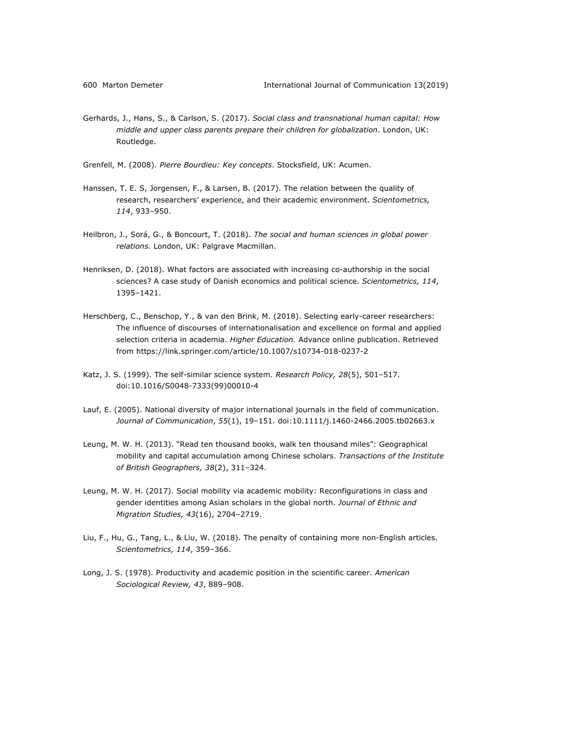Gerhards, J., Hans, S., & Carlson, S. (2017). *Social class and transnational human capital: How middle and upper class parents prepare their children for globalization*. London, UK: Routledge.

Grenfell, M. (2008). *Pierre Bourdieu: Key concepts*. Stocksfield, UK: Acumen.

Hanssen, T. E. S, Jorgensen, F., & Larsen, B. (2017). The relation between the quality of research, researchers' experience, and their academic environment. *Scientometrics, 114*, 933–950.

Heilbron, J., Sorá, G., & Boncourt, T. (2018). *The social and human sciences in global power relations.* London, UK: Palgrave Macmillan.

Henriksen, D. (2018). What factors are associated with increasing co-authorship in the social sciences? A case study of Danish economics and political science. *Scientometrics, 114*, 1395–1421.

Herschberg, C., Benschop, Y., & van den Brink, M. (2018). Selecting early-career researchers: The influence of discourses of internationalisation and excellence on formal and applied selection criteria in academia. *Higher Education.* Advance online publication. Retrieved from https://link.springer.com/article/10.1007/s10734-018-0237-2

Katz, J. S. (1999). The self-similar science system. *Research Policy, 28*(5), 501–517. doi:10.1016/S0048-7333(99)00010-4

Lauf, E. (2005). National diversity of major international journals in the field of communication. *Journal of Communication*, *55*(1), 19–151. doi:10.1111/j.1460-2466.2005.tb02663.x

Leung, M. W. H. (2013). "Read ten thousand books, walk ten thousand miles": Geographical mobility and capital accumulation among Chinese scholars. *Transactions of the Institute of British Geographers, 38*(2), 311–324.

Leung, M. W. H. (2017). Social mobility via academic mobility: Reconfigurations in class and gender identities among Asian scholars in the global north. *Journal of Ethnic and Migration Studies, 43*(16), 2704–2719.

Liu, F., Hu, G., Tang, L., & Liu, W. (2018). The penalty of containing more non-English articles. *Scientometrics, 114*, 359–366.

Long, J. S. (1978). Productivity and academic position in the scientific career. *American Sociological Review, 43*, 889–908.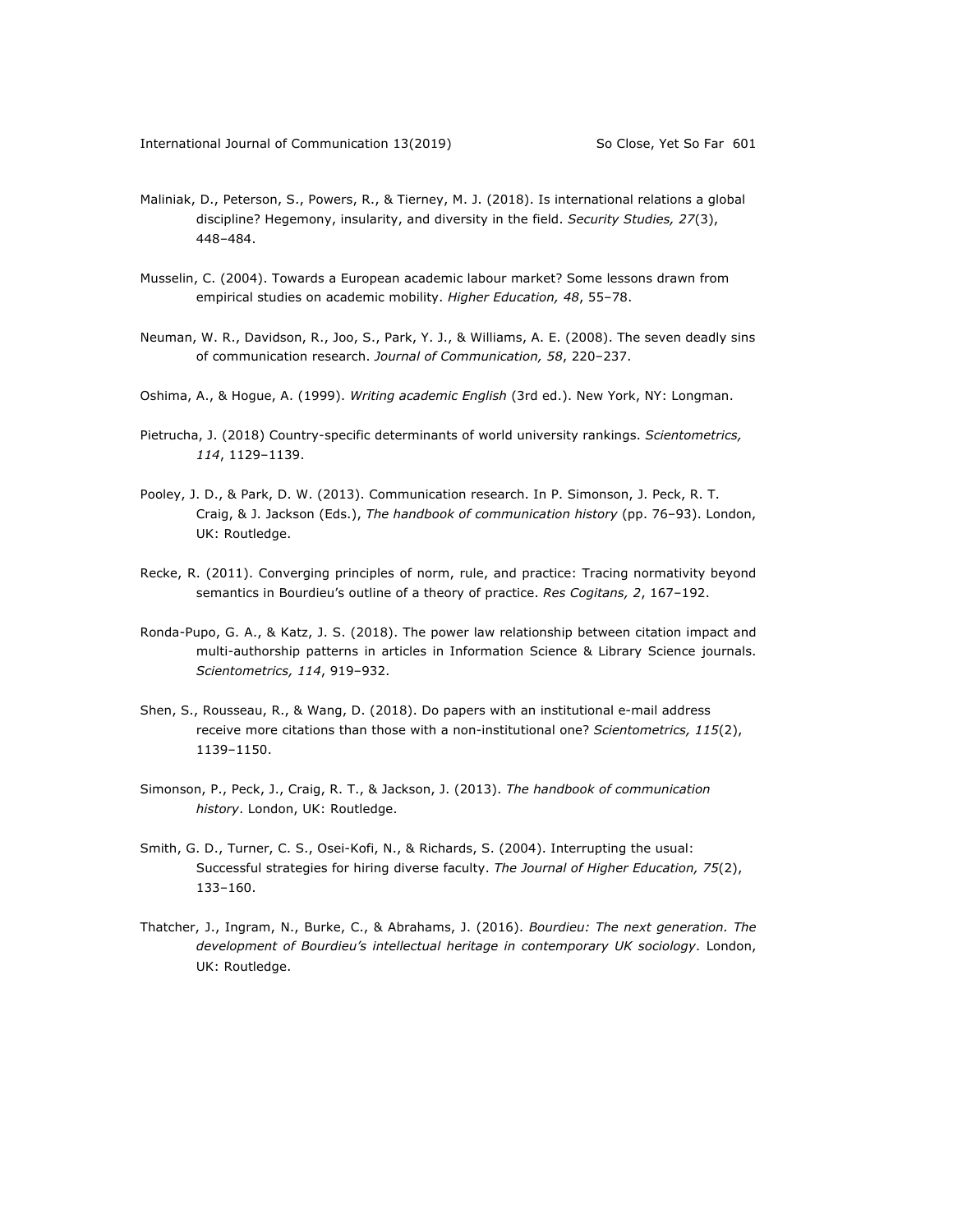Maliniak, D., Peterson, S., Powers, R., & Tierney, M. J. (2018). Is international relations a global discipline? Hegemony, insularity, and diversity in the field. *Security Studies, 27*(3), 448–484.

Musselin, C. (2004). Towards a European academic labour market? Some lessons drawn from empirical studies on academic mobility. *Higher Education, 48*, 55–78.

Neuman, W. R., Davidson, R., Joo, S., Park, Y. J., & Williams, A. E. (2008). The seven deadly sins of communication research. *Journal of Communication, 58*, 220–237.

Oshima, A., & Hogue, A. (1999). *Writing academic English* (3rd ed.). New York, NY: Longman.

Pietrucha, J. (2018) Country-specific determinants of world university rankings. *Scientometrics, 114*, 1129–1139.

Pooley, J. D., & Park, D. W. (2013). Communication research. In P. Simonson, J. Peck, R. T. Craig, & J. Jackson (Eds.), *The handbook of communication history* (pp. 76–93). London, UK: Routledge.

Recke, R. (2011). Converging principles of norm, rule, and practice: Tracing normativity beyond semantics in Bourdieu's outline of a theory of practice. *Res Cogitans, 2*, 167–192.

Ronda-Pupo, G. A., & Katz, J. S. (2018). The power law relationship between citation impact and multi-authorship patterns in articles in Information Science & Library Science journals. *Scientometrics, 114*, 919–932.

Shen, S., Rousseau, R., & Wang, D. (2018). Do papers with an institutional e-mail address receive more citations than those with a non-institutional one? *Scientometrics, 115*(2), 1139–1150.

Simonson, P., Peck, J., Craig, R. T., & Jackson, J. (2013). *The handbook of communication history*. London, UK: Routledge.

Smith, G. D., Turner, C. S., Osei-Kofi, N., & Richards, S. (2004). Interrupting the usual: Successful strategies for hiring diverse faculty. *The Journal of Higher Education, 75*(2), 133–160.

Thatcher, J., Ingram, N., Burke, C., & Abrahams, J. (2016). *Bourdieu: The next generation. The development of Bourdieu's intellectual heritage in contemporary UK sociology*. London, UK: Routledge.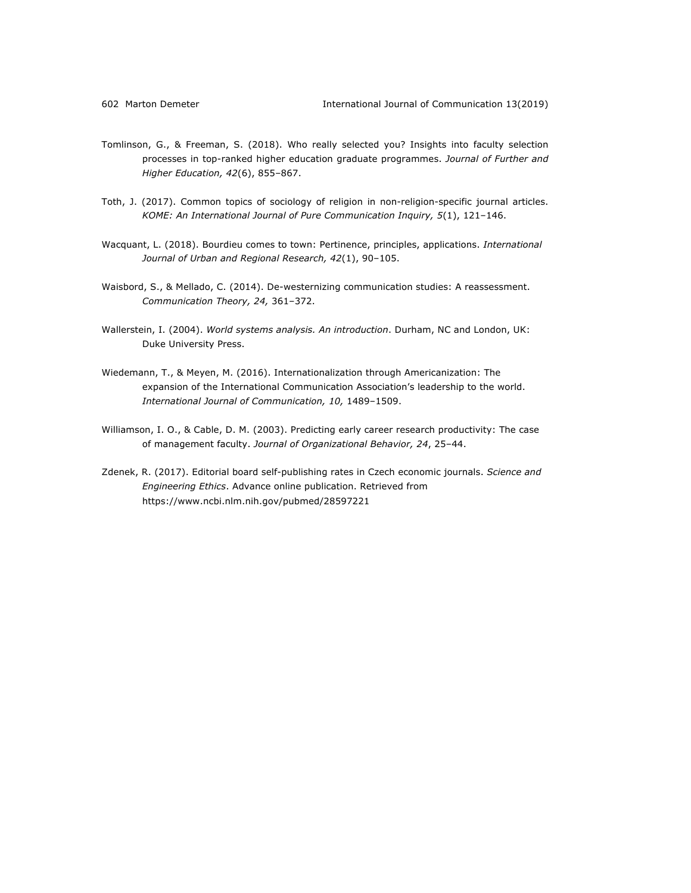Tomlinson, G., & Freeman, S. (2018). Who really selected you? Insights into faculty selection processes in top-ranked higher education graduate programmes. *Journal of Further and Higher Education, 42*(6), 855–867.

Toth, J. (2017). Common topics of sociology of religion in non-religion-specific journal articles. *KOME: An International Journal of Pure Communication Inquiry, 5*(1), 121–146.

Wacquant, L. (2018). Bourdieu comes to town: Pertinence, principles, applications. *International Journal of Urban and Regional Research, 42*(1), 90–105.

Waisbord, S., & Mellado, C. (2014). De-westernizing communication studies: A reassessment. *Communication Theory, 24,* 361–372.

Wallerstein, I. (2004). *World systems analysis. An introduction*. Durham, NC and London, UK: Duke University Press.

Wiedemann, T., & Meyen, M. (2016). Internationalization through Americanization: The expansion of the International Communication Association's leadership to the world. *International Journal of Communication, 10,* 1489–1509.

Williamson, I. O., & Cable, D. M. (2003). Predicting early career research productivity: The case of management faculty. *Journal of Organizational Behavior, 24*, 25–44.

Zdenek, R. (2017). Editorial board self-publishing rates in Czech economic journals. *Science and Engineering Ethics*. Advance online publication. Retrieved from https://www.ncbi.nlm.nih.gov/pubmed/28597221